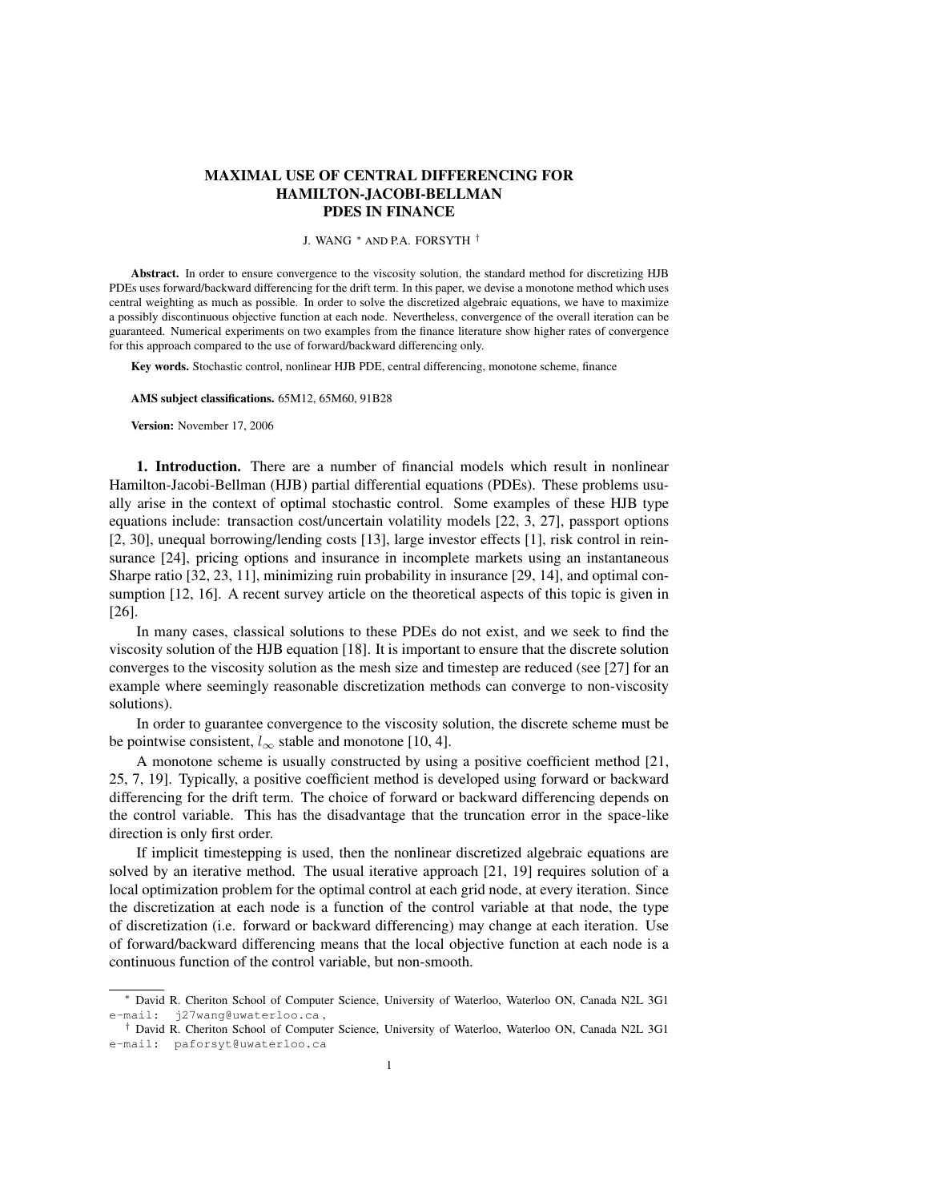# MAXIMAL USE OF CENTRAL DIFFERENCING FOR HAMILTON-JACOBI-BELLMAN PDES IN FINANCE

J. WANG [*] AND P.A. FORSYTH [†]

**Abstract.** In order to ensure convergence to the viscosity solution, the standard method for discretizing HJB PDEs uses forward/backward differencing for the drift term. In this paper, we devise a monotone method which uses central weighting as much as possible. In order to solve the discretized algebraic equations, we have to maximize a possibly discontinuous objective function at each node. Nevertheless, convergence of the overall iteration can be guaranteed. Numerical experiments on two examples from the finance literature show higher rates of convergence for this approach compared to the use of forward/backward differencing only.

**Key words.** Stochastic control, nonlinear HJB PDE, central differencing, monotone scheme, finance

**AMS subject classifications.** 65M12, 65M60, 91B28

**Version:** November 17, 2006

## 1. Introduction.

There are a number of financial models which result in nonlinear Hamilton-Jacobi-Bellman (HJB) partial differential equations (PDEs). These problems usually arise in the context of optimal stochastic control. Some examples of these HJB type equations include: transaction cost/uncertain volatility models [22, 3, 27], passport options [2, 30], unequal borrowing/lending costs [13], large investor effects [1], risk control in reinsurance [24], pricing options and insurance in incomplete markets using an instantaneous Sharpe ratio [32, 23, 11], minimizing ruin probability in insurance [29, 14], and optimal consumption [12, 16]. A recent survey article on the theoretical aspects of this topic is given in [26].

In many cases, classical solutions to these PDEs do not exist, and we seek to find the viscosity solution of the HJB equation [18]. It is important to ensure that the discrete solution converges to the viscosity solution as the mesh size and timestep are reduced (see [27] for an example where seemingly reasonable discretization methods can converge to non-viscosity solutions).

In order to guarantee convergence to the viscosity solution, the discrete scheme must be be pointwise consistent, $l_\infty$ stable and monotone [10, 4].

A monotone scheme is usually constructed by using a positive coefficient method [21, 25, 7, 19]. Typically, a positive coefficient method is developed using forward or backward differencing for the drift term. The choice of forward or backward differencing depends on the control variable. This has the disadvantage that the truncation error in the space-like direction is only first order.

If implicit timestepping is used, then the nonlinear discretized algebraic equations are solved by an iterative method. The usual iterative approach [21, 19] requires solution of a local optimization problem for the optimal control at each grid node, at every iteration. Since the discretization at each node is a function of the control variable at that node, the type of discretization (i.e. forward or backward differencing) may change at each iteration. Use of forward/backward differencing means that the local objective function at each node is a continuous function of the control variable, but non-smooth.

[*] David R. Cheriton School of Computer Science, University of Waterloo, Waterloo ON, Canada N2L 3G1 e-mail: j27wang@uwaterloo.ca ,

[†] David R. Cheriton School of Computer Science, University of Waterloo, Waterloo ON, Canada N2L 3G1 e-mail: paforsyt@uwaterloo.ca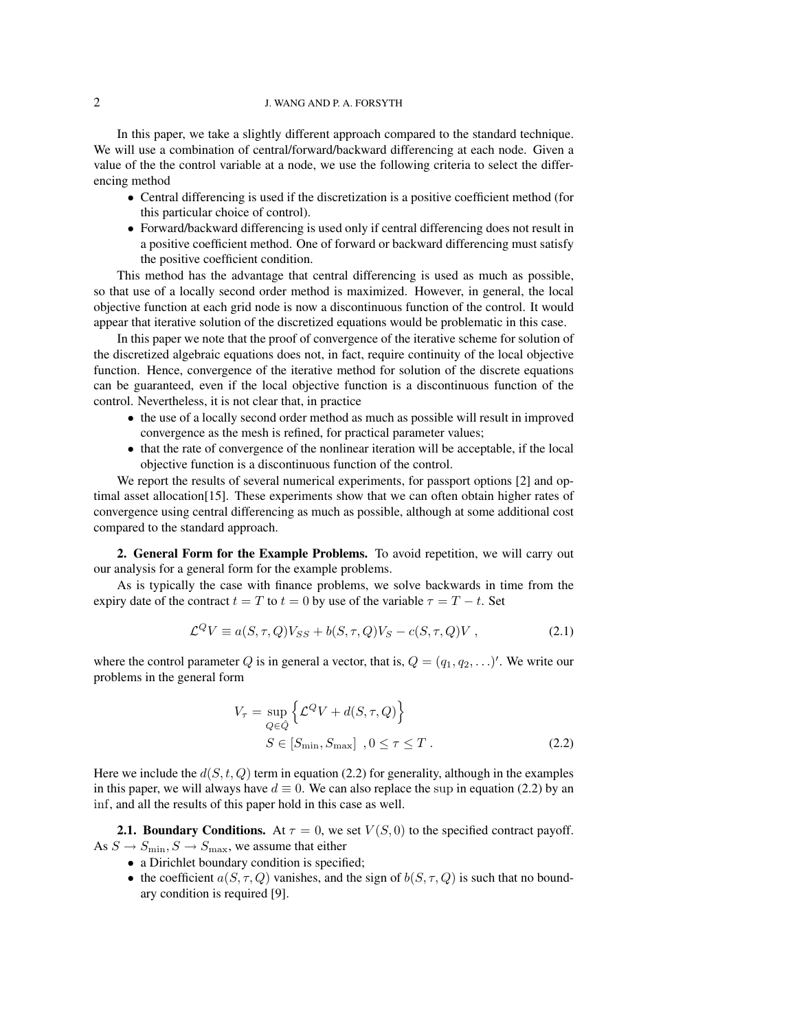In this paper, we take a slightly different approach compared to the standard technique. We will use a combination of central/forward/backward differencing at each node. Given a value of the the control variable at a node, we use the following criteria to select the differencing method

- Central differencing is used if the discretization is a positive coefficient method (for this particular choice of control).
- Forward/backward differencing is used only if central differencing does not result in a positive coefficient method. One of forward or backward differencing must satisfy the positive coefficient condition.

This method has the advantage that central differencing is used as much as possible, so that use of a locally second order method is maximized. However, in general, the local objective function at each grid node is now a discontinuous function of the control. It would appear that iterative solution of the discretized equations would be problematic in this case.

In this paper we note that the proof of convergence of the iterative scheme for solution of the discretized algebraic equations does not, in fact, require continuity of the local objective function. Hence, convergence of the iterative method for solution of the discrete equations can be guaranteed, even if the local objective function is a discontinuous function of the control. Nevertheless, it is not clear that, in practice

- the use of a locally second order method as much as possible will result in improved convergence as the mesh is refined, for practical parameter values;
- that the rate of convergence of the nonlinear iteration will be acceptable, if the local objective function is a discontinuous function of the control.

We report the results of several numerical experiments, for passport options [2] and optimal asset allocation[15]. These experiments show that we can often obtain higher rates of convergence using central differencing as much as possible, although at some additional cost compared to the standard approach.

**2. General Form for the Example Problems.** To avoid repetition, we will carry out our analysis for a general form for the example problems.

As is typically the case with finance problems, we solve backwards in time from the expiry date of the contract $t = T$ to $t = 0$ by use of the variable $\tau = T - t$. Set

$$\mathcal{L}^Q V \equiv a(S, \tau, Q)V_{SS} + b(S, \tau, Q)V_S - c(S, \tau, Q)V \ , \tag{2.1}$$

where the control parameter $Q$ is in general a vector, that is, $Q = (q_1, q_2, \ldots)'$. We write our problems in the general form

$$\begin{aligned} V_\tau = \sup_{Q \in \hat{Q}} \left\{ \mathcal{L}^Q V + d(S, \tau, Q) \right\} \\ S \in [S_{\min}, S_{\max}] \ , 0 \le \tau \le T \ . \end{aligned} \tag{2.2}$$

Here we include the $d(S, t, Q)$ term in equation (2.2) for generality, although in the examples in this paper, we will always have $d \equiv 0$. We can also replace the $\sup$ in equation (2.2) by an $\inf$, and all the results of this paper hold in this case as well.

**2.1. Boundary Conditions.** At $\tau = 0$, we set $V(S, 0)$ to the specified contract payoff. As $S \to S_{\min}, S \to S_{\max}$, we assume that either

- a Dirichlet boundary condition is specified;
- the coefficient $a(S, \tau, Q)$ vanishes, and the sign of $b(S, \tau, Q)$ is such that no boundary condition is required [9].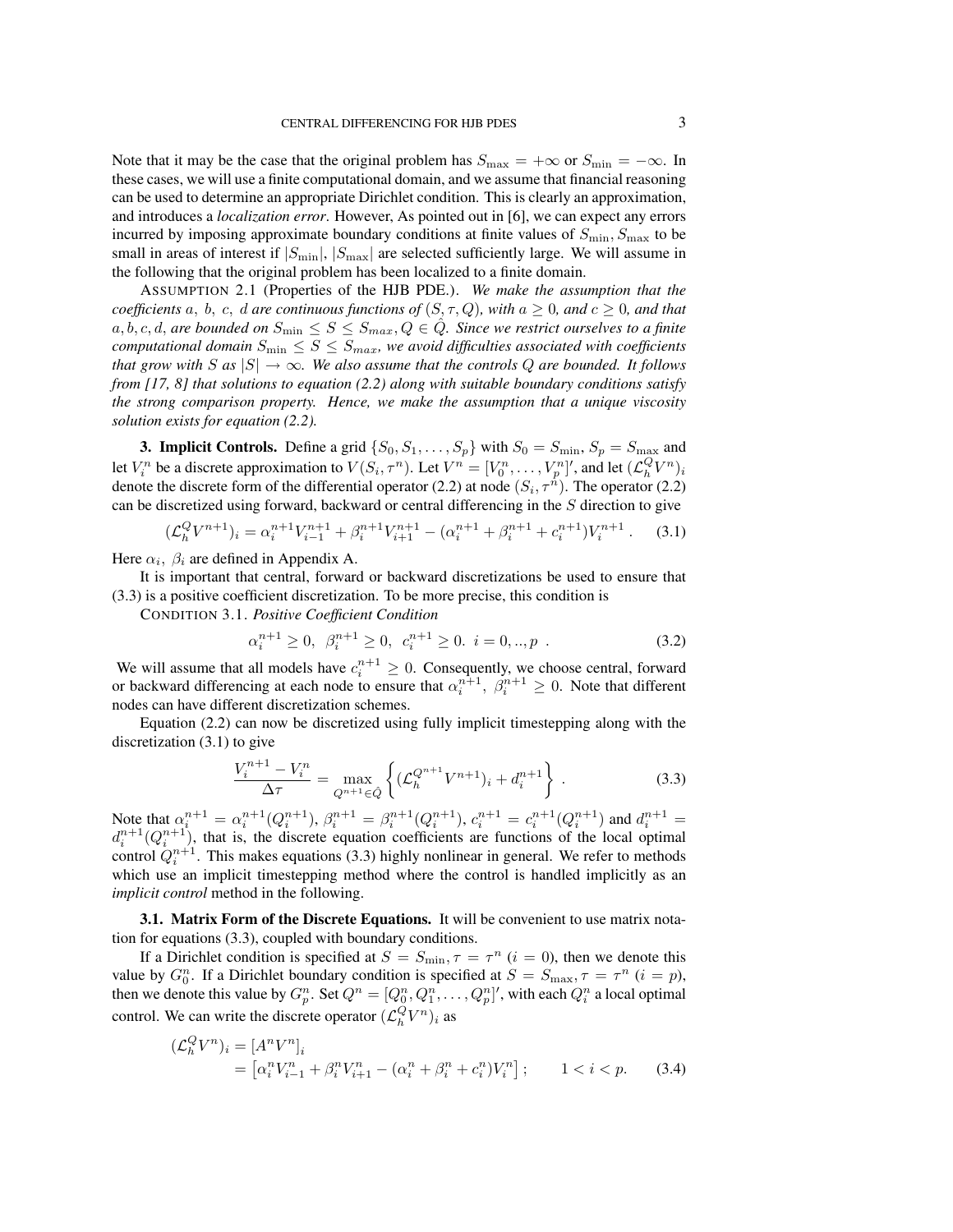Note that it may be the case that the original problem has $S_{\max} = +\infty$ or $S_{\min} = -\infty$. In these cases, we will use a finite computational domain, and we assume that financial reasoning can be used to determine an appropriate Dirichlet condition. This is clearly an approximation, and introduces a *localization error*. However, As pointed out in [6], we can expect any errors incurred by imposing approximate boundary conditions at finite values of $S_{\min}, S_{\max}$ to be small in areas of interest if $|S_{\min}|$, $|S_{\max}|$ are selected sufficiently large. We will assume in the following that the original problem has been localized to a finite domain.

ASSUMPTION 2.1 (Properties of the HJB PDE.). *We make the assumption that the coefficients $a,\ b,\ c,\ d$ are continuous functions of $(S, \tau, Q)$, with $a \geq 0$, and $c \geq 0$, and that $a, b, c, d$, are bounded on $S_{\min} \leq S \leq S_{max}, Q \in \hat{Q}$. Since we restrict ourselves to a finite computational domain $S_{\min} \leq S \leq S_{max}$, we avoid difficulties associated with coefficients that grow with $S$ as $|S| \to \infty$. We also assume that the controls $Q$ are bounded. It follows from [17, 8] that solutions to equation (2.2) along with suitable boundary conditions satisfy the strong comparison property. Hence, we make the assumption that a unique viscosity solution exists for equation (2.2).*

## 3. Implicit Controls.

Define a grid $\{S_0, S_1, \ldots, S_p\}$ with $S_0 = S_{\min}$, $S_p = S_{\max}$ and let $V_i^n$ be a discrete approximation to $V(S_i, \tau^n)$. Let $V^n = [V_0^n, \ldots, V_p^n]'$, and let $(\mathcal{L}_h^Q V^n)_i$ denote the discrete form of the differential operator (2.2) at node $(S_i, \tau^n)$. The operator (2.2) can be discretized using forward, backward or central differencing in the $S$ direction to give

$$(\mathcal{L}_h^Q V^{n+1})_i = \alpha_i^{n+1} V_{i-1}^{n+1} + \beta_i^{n+1} V_{i+1}^{n+1} - (\alpha_i^{n+1} + \beta_i^{n+1} + c_i^{n+1}) V_i^{n+1} \,. \tag{3.1}$$

Here $\alpha_i,\ \beta_i$ are defined in Appendix A.

It is important that central, forward or backward discretizations be used to ensure that (3.3) is a positive coefficient discretization. To be more precise, this condition is

CONDITION 3.1. *Positive Coefficient Condition*

$$\alpha_i^{n+1} \geq 0,\ \ \beta_i^{n+1} \geq 0,\ \ c_i^{n+1} \geq 0.\ \ i = 0, .., p\ . \tag{3.2}$$

We will assume that all models have $c_i^{n+1} \geq 0$. Consequently, we choose central, forward or backward differencing at each node to ensure that $\alpha_i^{n+1},\ \beta_i^{n+1} \geq 0$. Note that different nodes can have different discretization schemes.

Equation (2.2) can now be discretized using fully implicit timestepping along with the discretization (3.1) to give

$$\frac{V_i^{n+1} - V_i^n}{\Delta \tau} = \max_{Q^{n+1} \in \hat{Q}} \left\{ (\mathcal{L}_h^{Q^{n+1}} V^{n+1})_i + d_i^{n+1} \right\} \,. \tag{3.3}$$

Note that $\alpha_i^{n+1} = \alpha_i^{n+1}(Q_i^{n+1})$, $\beta_i^{n+1} = \beta_i^{n+1}(Q_i^{n+1})$, $c_i^{n+1} = c_i^{n+1}(Q_i^{n+1})$ and $d_i^{n+1} = d_i^{n+1}(Q_i^{n+1})$, that is, the discrete equation coefficients are functions of the local optimal control $Q_i^{n+1}$. This makes equations (3.3) highly nonlinear in general. We refer to methods which use an implicit timestepping method where the control is handled implicitly as an *implicit control* method in the following.

### 3.1. Matrix Form of the Discrete Equations.

It will be convenient to use matrix notation for equations (3.3), coupled with boundary conditions.

If a Dirichlet condition is specified at $S = S_{\min}, \tau = \tau^n$ $(i = 0)$, then we denote this value by $G_0^n$. If a Dirichlet boundary condition is specified at $S = S_{\max}, \tau = \tau^n$ $(i = p)$, then we denote this value by $G_p^n$. Set $Q^n = [Q_0^n, Q_1^n, \ldots, Q_p^n]'$, with each $Q_i^n$ a local optimal control. We can write the discrete operator $(\mathcal{L}_h^Q V^n)_i$ as

$$\begin{aligned}
(\mathcal{L}_h^Q V^n)_i &= [A^n V^n]_i \\
&= \left[\alpha_i^n V_{i-1}^n + \beta_i^n V_{i+1}^n - (\alpha_i^n + \beta_i^n + c_i^n) V_i^n\right]; \qquad 1 < i < p.
\end{aligned} \tag{3.4}$$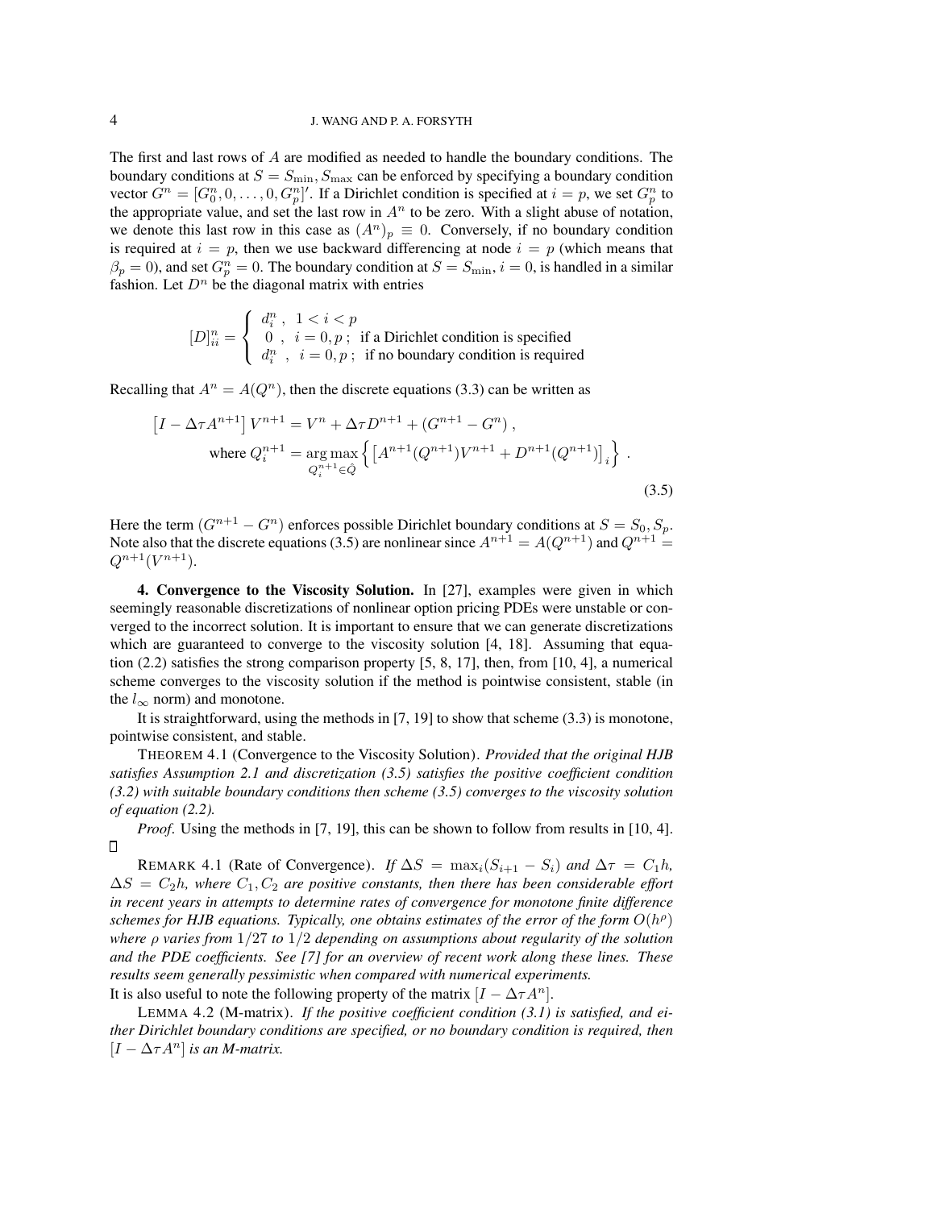The first and last rows of $A$ are modified as needed to handle the boundary conditions. The boundary conditions at $S = S_{\min}, S_{\max}$ can be enforced by specifying a boundary condition vector $G^n = [G_0^n, 0, \ldots, 0, G_p^n]'$. If a Dirichlet condition is specified at $i = p$, we set $G_p^n$ to the appropriate value, and set the last row in $A^n$ to be zero. With a slight abuse of notation, we denote this last row in this case as $(A^n)_p \equiv 0$. Conversely, if no boundary condition is required at $i = p$, then we use backward differencing at node $i = p$ (which means that $\beta_p = 0$), and set $G_p^n = 0$. The boundary condition at $S = S_{\min}, i = 0$, is handled in a similar fashion. Let $D^n$ be the diagonal matrix with entries

$$
[D]_{ii}^n = \begin{cases} d_i^n \ , & 1 < i < p \\ 0 \ , & i = 0, p \ ; \ \text{if a Dirichlet condition is specified} \\ d_i^n \ , & i = 0, p \ ; \ \text{if no boundary condition is required} \end{cases}
$$

Recalling that $A^n = A(Q^n)$, then the discrete equations (3.3) can be written as

$$
\begin{aligned}
&\left[I - \Delta\tau A^{n+1}\right] V^{n+1} = V^n + \Delta\tau D^{n+1} + (G^{n+1} - G^n) \, , \\
&\qquad \text{where } Q_i^{n+1} = \underset{Q_i^{n+1} \in \hat{Q}}{\arg\max} \left\{ \left[ A^{n+1}(Q^{n+1}) V^{n+1} + D^{n+1}(Q^{n+1}) \right]_i \right\} \, .
\end{aligned}
\tag{3.5}
$$

Here the term $(G^{n+1} - G^n)$ enforces possible Dirichlet boundary conditions at $S = S_0, S_p$. Note also that the discrete equations (3.5) are nonlinear since $A^{n+1} = A(Q^{n+1})$ and $Q^{n+1} = Q^{n+1}(V^{n+1})$.

**4. Convergence to the Viscosity Solution.** In [27], examples were given in which seemingly reasonable discretizations of nonlinear option pricing PDEs were unstable or converged to the incorrect solution. It is important to ensure that we can generate discretizations which are guaranteed to converge to the viscosity solution [4, 18]. Assuming that equation (2.2) satisfies the strong comparison property [5, 8, 17], then, from [10, 4], a numerical scheme converges to the viscosity solution if the method is pointwise consistent, stable (in the $l_\infty$ norm) and monotone.

It is straightforward, using the methods in [7, 19] to show that scheme (3.3) is monotone, pointwise consistent, and stable.

THEOREM 4.1 (Convergence to the Viscosity Solution). *Provided that the original HJB satisfies Assumption 2.1 and discretization (3.5) satisfies the positive coefficient condition (3.2) with suitable boundary conditions then scheme (3.5) converges to the viscosity solution of equation (2.2).*

*Proof*. Using the methods in [7, 19], this can be shown to follow from results in [10, 4]. □

REMARK 4.1 (Rate of Convergence). *If $\Delta S = \max_i(S_{i+1} - S_i)$ and $\Delta\tau = C_1 h$, $\Delta S = C_2 h$, where $C_1, C_2$ are positive constants, then there has been considerable effort in recent years in attempts to determine rates of convergence for monotone finite difference schemes for HJB equations. Typically, one obtains estimates of the error of the form $O(h^\rho)$ where $\rho$ varies from $1/27$ to $1/2$ depending on assumptions about regularity of the solution and the PDE coefficients. See [7] for an overview of recent work along these lines. These results seem generally pessimistic when compared with numerical experiments.*

It is also useful to note the following property of the matrix $[I - \Delta\tau A^n]$.

LEMMA 4.2 (M-matrix). *If the positive coefficient condition (3.1) is satisfied, and either Dirichlet boundary conditions are specified, or no boundary condition is required, then $[I - \Delta\tau A^n]$ is an M-matrix.*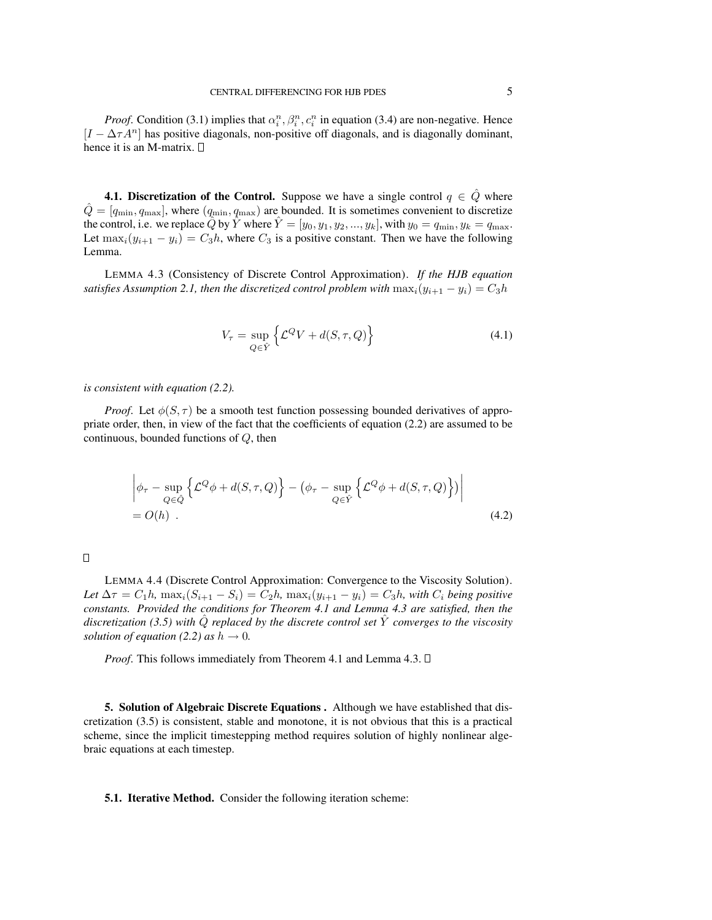*Proof*. Condition (3.1) implies that $\alpha_i^n, \beta_i^n, c_i^n$ in equation (3.4) are non-negative. Hence $[I - \Delta\tau A^n]$ has positive diagonals, non-positive off diagonals, and is diagonally dominant, hence it is an M-matrix. □

### 4.1. Discretization of the Control.

Suppose we have a single control $q \in \hat{Q}$ where $\hat{Q} = [q_{\min}, q_{\max}]$, where $(q_{\min}, q_{\max})$ are bounded. It is sometimes convenient to discretize the control, i.e. we replace $\hat{Q}$ by $\hat{Y}$ where $\hat{Y} = [y_0, y_1, y_2, ..., y_k]$, with $y_0 = q_{\min}, y_k = q_{\max}$. Let $\max_i(y_{i+1} - y_i) = C_3 h$, where $C_3$ is a positive constant. Then we have the following Lemma.

LEMMA 4.3 (Consistency of Discrete Control Approximation). *If the HJB equation satisfies Assumption 2.1, then the discretized control problem with* $\max_i(y_{i+1} - y_i) = C_3 h$

$$V_\tau = \sup_{Q \in \hat{Y}} \left\{ \mathcal{L}^Q V + d(S, \tau, Q) \right\} \tag{4.1}$$

*is consistent with equation (2.2).*

*Proof*. Let $\phi(S, \tau)$ be a smooth test function possessing bounded derivatives of appropriate order, then, in view of the fact that the coefficients of equation (2.2) are assumed to be continuous, bounded functions of $Q$, then

$$\begin{aligned} &\left| \phi_\tau - \sup_{Q \in \hat{Q}} \left\{ \mathcal{L}^Q \phi + d(S, \tau, Q) \right\} - \left( \phi_\tau - \sup_{Q \in \hat{Y}} \left\{ \mathcal{L}^Q \phi + d(S, \tau, Q) \right\} \right) \right| \\ &= O(h) \ . \end{aligned} \tag{4.2}$$

□

LEMMA 4.4 (Discrete Control Approximation: Convergence to the Viscosity Solution). *Let* $\Delta\tau = C_1 h$, $\max_i(S_{i+1} - S_i) = C_2 h$, $\max_i(y_{i+1} - y_i) = C_3 h$, *with* $C_i$ *being positive constants. Provided the conditions for Theorem 4.1 and Lemma 4.3 are satisfied, then the discretization (3.5) with* $\hat{Q}$ *replaced by the discrete control set* $\hat{Y}$ *converges to the viscosity solution of equation (2.2) as* $h \to 0$.

*Proof*. This follows immediately from Theorem 4.1 and Lemma 4.3. □

## 5. Solution of Algebraic Discrete Equations .

Although we have established that discretization (3.5) is consistent, stable and monotone, it is not obvious that this is a practical scheme, since the implicit timestepping method requires solution of highly nonlinear algebraic equations at each timestep.

### 5.1. Iterative Method.

Consider the following iteration scheme: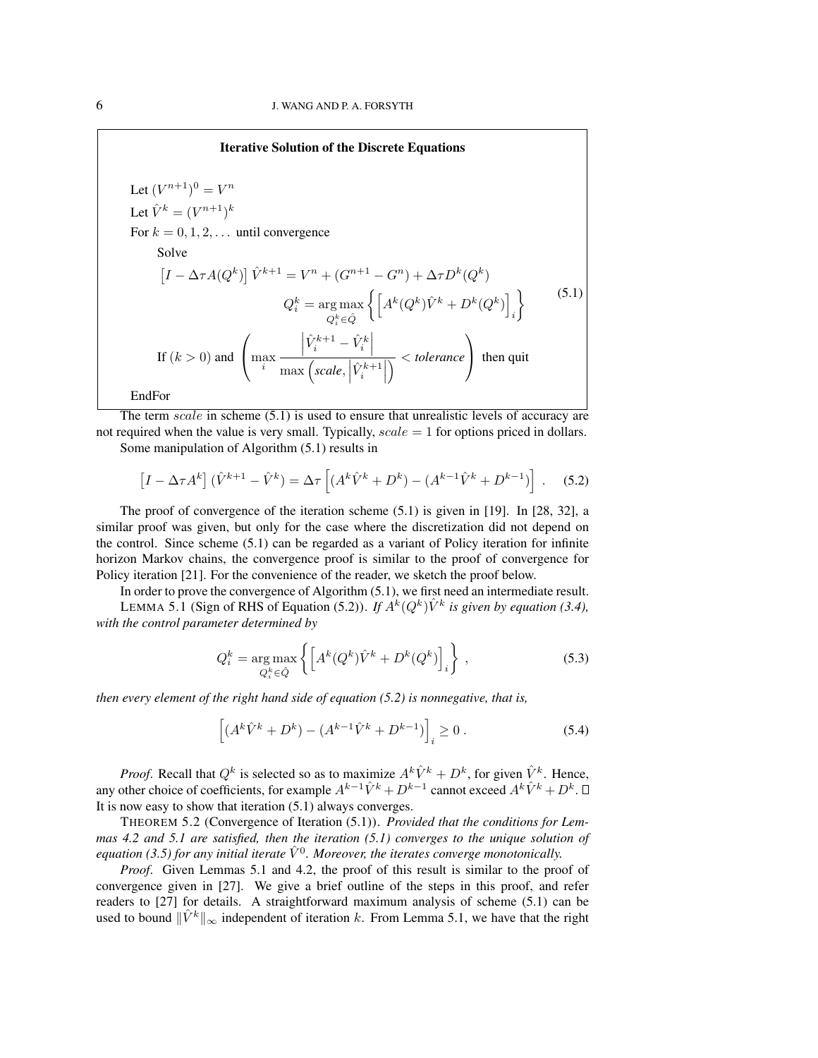**Iterative Solution of the Discrete Equations**

$$
\begin{aligned}
&\text{Let } (V^{n+1})^0 = V^n \\
&\text{Let } \hat{V}^k = (V^{n+1})^k \\
&\text{For } k = 0, 1, 2, \ldots \text{ until convergence} \\
&\quad \text{Solve} \\
&\quad \left[I - \Delta\tau A(Q^k)\right] \hat{V}^{k+1} = V^n + (G^{n+1} - G^n) + \Delta\tau D^k(Q^k) \\
&\quad\quad\quad Q_i^k = \underset{Q_i^k \in \hat{Q}}{\arg\max} \left\{ \left[ A^k(Q^k)\hat{V}^k + D^k(Q^k) \right]_i \right\} \\
&\quad \text{If } (k > 0) \text{ and } \left( \max_i \frac{\left|\hat{V}_i^{k+1} - \hat{V}_i^k\right|}{\max\left(\textit{scale}, \left|\hat{V}_i^{k+1}\right|\right)} < \textit{tolerance} \right) \text{ then quit} \\
&\text{EndFor}
\end{aligned}
\tag{5.1}
$$

The term $scale$ in scheme (5.1) is used to ensure that unrealistic levels of accuracy are not required when the value is very small. Typically, $scale = 1$ for options priced in dollars.

Some manipulation of Algorithm (5.1) results in

$$
\left[I - \Delta\tau A^k\right] (\hat{V}^{k+1} - \hat{V}^k) = \Delta\tau \left[ (A^k\hat{V}^k + D^k) - (A^{k-1}\hat{V}^k + D^{k-1}) \right] . \tag{5.2}
$$

The proof of convergence of the iteration scheme (5.1) is given in [19]. In [28, 32], a similar proof was given, but only for the case where the discretization did not depend on the control. Since scheme (5.1) can be regarded as a variant of Policy iteration for infinite horizon Markov chains, the convergence proof is similar to the proof of convergence for Policy iteration [21]. For the convenience of the reader, we sketch the proof below.

In order to prove the convergence of Algorithm (5.1), we first need an intermediate result.

LEMMA 5.1 (Sign of RHS of Equation (5.2)). *If $A^k(Q^k)\hat{V}^k$ is given by equation (3.4), with the control parameter determined by*

$$
Q_i^k = \underset{Q_i^k \in \hat{Q}}{\arg\max} \left\{ \left[ A^k(Q^k)\hat{V}^k + D^k(Q^k) \right]_i \right\} , \tag{5.3}
$$

*then every element of the right hand side of equation (5.2) is nonnegative, that is,*

$$
\left[ (A^k\hat{V}^k + D^k) - (A^{k-1}\hat{V}^k + D^{k-1}) \right]_i \geq 0 . \tag{5.4}
$$

*Proof*. Recall that $Q^k$ is selected so as to maximize $A^k\hat{V}^k + D^k$, for given $\hat{V}^k$. Hence, any other choice of coefficients, for example $A^{k-1}\hat{V}^k + D^{k-1}$ cannot exceed $A^k\hat{V}^k + D^k$. □

It is now easy to show that iteration (5.1) always converges.

THEOREM 5.2 (Convergence of Iteration (5.1)). *Provided that the conditions for Lemmas 4.2 and 5.1 are satisfied, then the iteration (5.1) converges to the unique solution of equation (3.5) for any initial iterate $\hat{V}^0$. Moreover, the iterates converge monotonically.*

*Proof*. Given Lemmas 5.1 and 4.2, the proof of this result is similar to the proof of convergence given in [27]. We give a brief outline of the steps in this proof, and refer readers to [27] for details. A straightforward maximum analysis of scheme (5.1) can be used to bound $\|\hat{V}^k\|_\infty$ independent of iteration $k$. From Lemma 5.1, we have that the right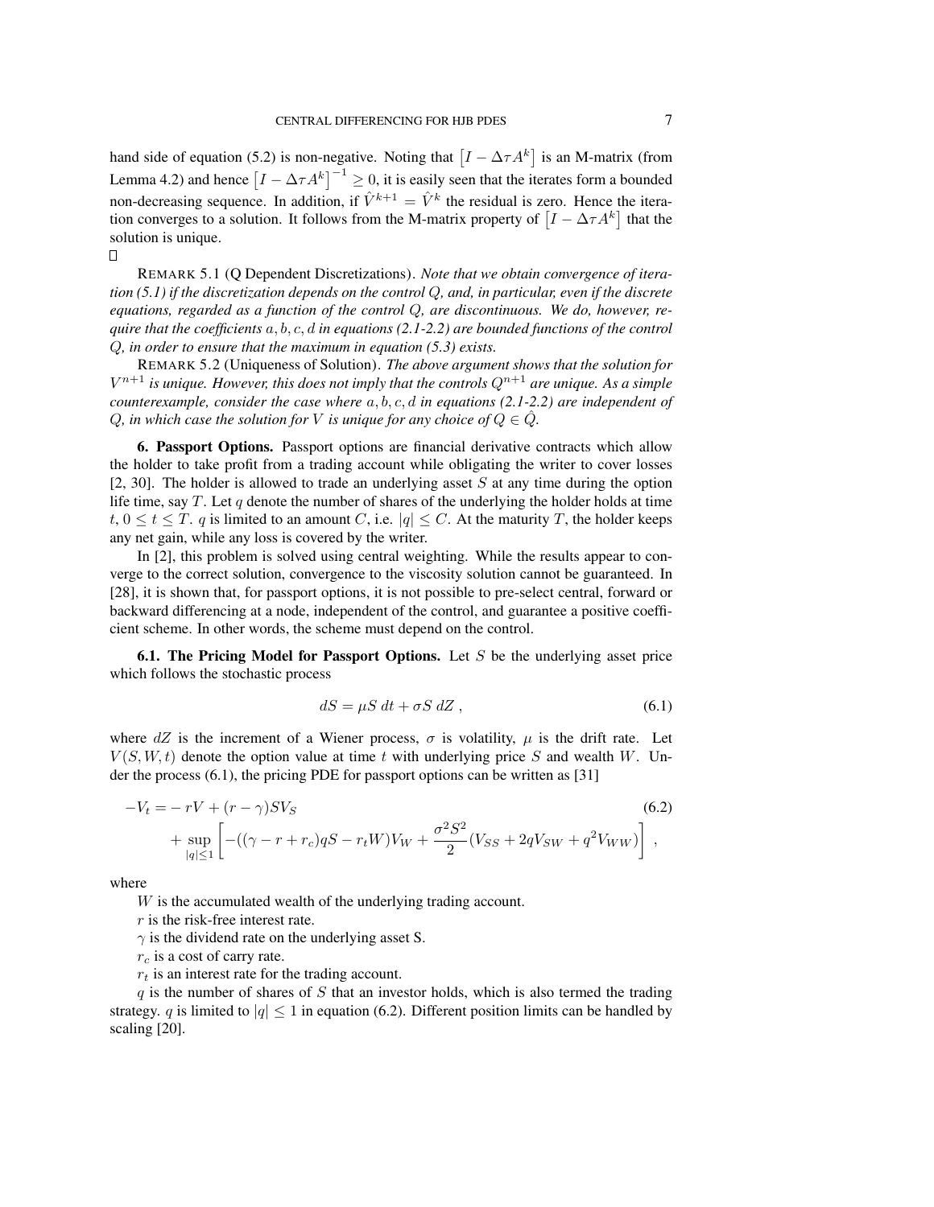hand side of equation (5.2) is non-negative. Noting that $\left[I - \Delta\tau A^k\right]$ is an M-matrix (from Lemma 4.2) and hence $\left[I - \Delta\tau A^k\right]^{-1} \geq 0$, it is easily seen that the iterates form a bounded non-decreasing sequence. In addition, if $\hat{V}^{k+1} = \hat{V}^k$ the residual is zero. Hence the iteration converges to a solution. It follows from the M-matrix property of $\left[I - \Delta\tau A^k\right]$ that the solution is unique.

□

REMARK 5.1 (Q Dependent Discretizations). *Note that we obtain convergence of iteration (5.1) if the discretization depends on the control $Q$, and, in particular, even if the discrete equations, regarded as a function of the control $Q$, are discontinuous. We do, however, require that the coefficients $a, b, c, d$ in equations (2.1-2.2) are bounded functions of the control $Q$, in order to ensure that the maximum in equation (5.3) exists.*

REMARK 5.2 (Uniqueness of Solution). *The above argument shows that the solution for $V^{n+1}$ is unique. However, this does not imply that the controls $Q^{n+1}$ are unique. As a simple counterexample, consider the case where $a, b, c, d$ in equations (2.1-2.2) are independent of $Q$, in which case the solution for $V$ is unique for any choice of $Q \in \hat{Q}$.*

## 6. Passport Options.

Passport options are financial derivative contracts which allow the holder to take profit from a trading account while obligating the writer to cover losses [2, 30]. The holder is allowed to trade an underlying asset $S$ at any time during the option life time, say $T$. Let $q$ denote the number of shares of the underlying the holder holds at time $t$, $0 \leq t \leq T$. $q$ is limited to an amount $C$, i.e. $|q| \leq C$. At the maturity $T$, the holder keeps any net gain, while any loss is covered by the writer.

In [2], this problem is solved using central weighting. While the results appear to converge to the correct solution, convergence to the viscosity solution cannot be guaranteed. In [28], it is shown that, for passport options, it is not possible to pre-select central, forward or backward differencing at a node, independent of the control, and guarantee a positive coefficient scheme. In other words, the scheme must depend on the control.

### 6.1. The Pricing Model for Passport Options.

Let $S$ be the underlying asset price which follows the stochastic process

$$dS = \mu S \; dt + \sigma S \; dZ \;, \tag{6.1}$$

where $dZ$ is the increment of a Wiener process, $\sigma$ is volatility, $\mu$ is the drift rate. Let $V(S, W, t)$ denote the option value at time $t$ with underlying price $S$ and wealth $W$. Under the process (6.1), the pricing PDE for passport options can be written as [31]

$$\begin{aligned} -V_t = &- rV + (r - \gamma)SV_S \\ &+ \sup_{|q| \leq 1} \left[ -((\gamma - r + r_c)qS - r_t W)V_W + \frac{\sigma^2 S^2}{2}(V_{SS} + 2qV_{SW} + q^2 V_{WW}) \right] , \end{aligned} \tag{6.2}$$

where

$W$ is the accumulated wealth of the underlying trading account.

$r$ is the risk-free interest rate.

$\gamma$ is the dividend rate on the underlying asset S.

$r_c$ is a cost of carry rate.

$r_t$ is an interest rate for the trading account.

$q$ is the number of shares of $S$ that an investor holds, which is also termed the trading strategy. $q$ is limited to $|q| \leq 1$ in equation (6.2). Different position limits can be handled by scaling [20].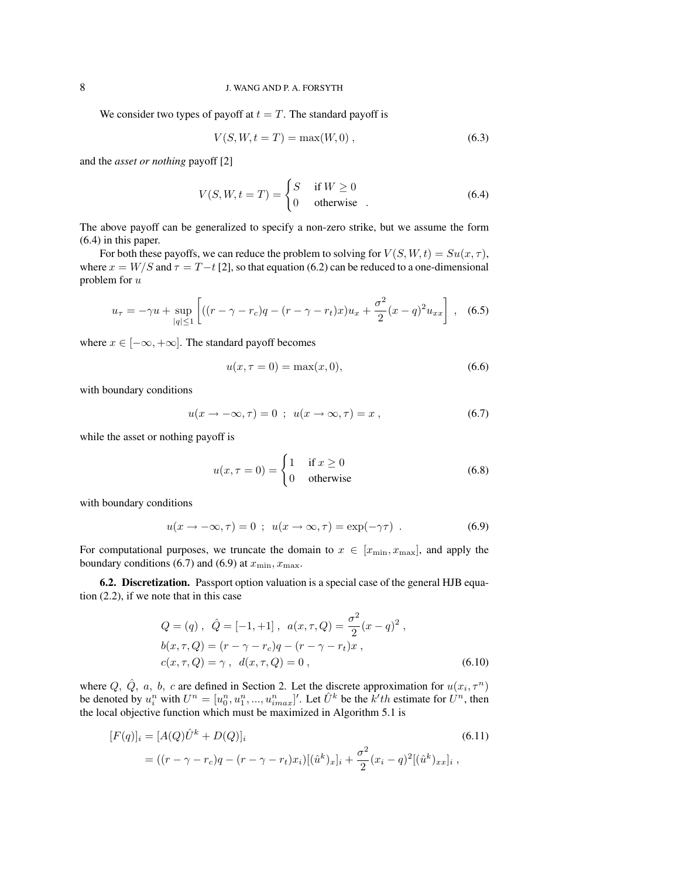We consider two types of payoff at $t = T$. The standard payoff is

$$V(S, W, t = T) = \max(W, 0) , \tag{6.3}$$

and the *asset or nothing* payoff [2]

$$V(S, W, t = T) = \begin{cases} S & \text{if } W \geq 0 \\ 0 & \text{otherwise} \end{cases} . \tag{6.4}$$

The above payoff can be generalized to specify a non-zero strike, but we assume the form (6.4) in this paper.

For both these payoffs, we can reduce the problem to solving for $V(S, W, t) = Su(x, \tau)$, where $x = W/S$ and $\tau = T - t$ [2], so that equation (6.2) can be reduced to a one-dimensional problem for $u$

$$u_\tau = -\gamma u + \sup_{|q| \leq 1} \left[ ((r - \gamma - r_c)q - (r - \gamma - r_t)x)u_x + \frac{\sigma^2}{2}(x - q)^2 u_{xx} \right] , \tag{6.5}$$

where $x \in [-\infty, +\infty]$. The standard payoff becomes

$$u(x, \tau = 0) = \max(x, 0), \tag{6.6}$$

with boundary conditions

$$u(x \to -\infty, \tau) = 0 \ ; \ u(x \to \infty, \tau) = x , \tag{6.7}$$

while the asset or nothing payoff is

$$u(x, \tau = 0) = \begin{cases} 1 & \text{if } x \geq 0 \\ 0 & \text{otherwise} \end{cases} \tag{6.8}$$

with boundary conditions

$$u(x \to -\infty, \tau) = 0 \ ; \ u(x \to \infty, \tau) = \exp(-\gamma\tau) . \tag{6.9}$$

For computational purposes, we truncate the domain to $x \in [x_{\min}, x_{\max}]$, and apply the boundary conditions (6.7) and (6.9) at $x_{\min}, x_{\max}$.

**6.2. Discretization.** Passport option valuation is a special case of the general HJB equation (2.2), if we note that in this case

$$\begin{aligned}
&Q = (q) \ , \ \ \hat{Q} = [-1, +1] \ , \ \ a(x, \tau, Q) = \frac{\sigma^2}{2}(x - q)^2 \ , \\
&b(x, \tau, Q) = (r - \gamma - r_c)q - (r - \gamma - r_t)x \ , \\
&c(x, \tau, Q) = \gamma \ , \ \ d(x, \tau, Q) = 0 \ ,
\end{aligned} \tag{6.10}$$

where $Q, \ \hat{Q}, \ a, \ b, \ c$ are defined in Section 2. Let the discrete approximation for $u(x_i, \tau^n)$ be denoted by $u_i^n$ with $U^n = [u_0^n, u_1^n, ..., u_{imax}^n]'$. Let $\hat{U}^k$ be the $k'th$ estimate for $U^n$, then the local objective function which must be maximized in Algorithm 5.1 is

$$\begin{aligned}
[F(q)]_i &= [A(Q)\hat{U}^k + D(Q)]_i \\
&= ((r - \gamma - r_c)q - (r - \gamma - r_t)x_i)[(\hat{u}^k)_x]_i + \frac{\sigma^2}{2}(x_i - q)^2[(\hat{u}^k)_{xx}]_i \ ,
\end{aligned} \tag{6.11}$$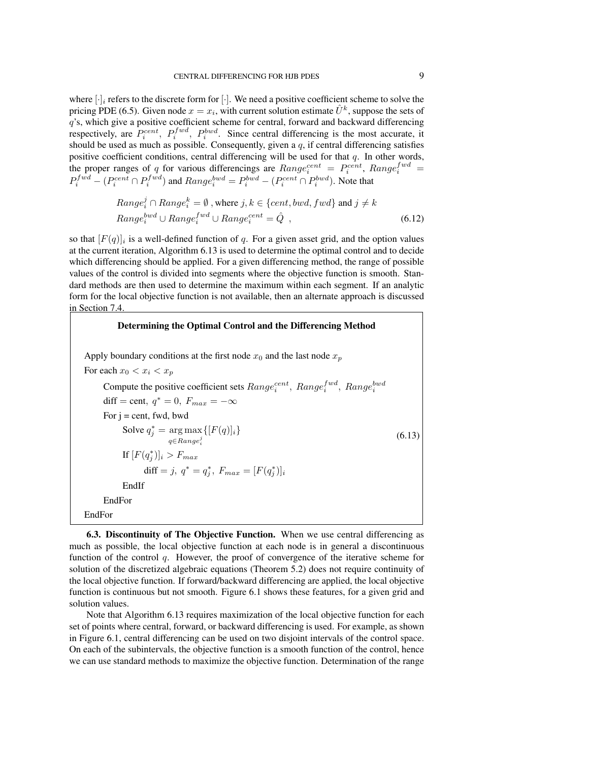where $[\cdot]_i$ refers to the discrete form for $[\cdot]$. We need a positive coefficient scheme to solve the pricing PDE (6.5). Given node $x = x_i$, with current solution estimate $\hat{U}^k$, suppose the sets of $q$'s, which give a positive coefficient scheme for central, forward and backward differencing respectively, are $P_i^{cent}$, $P_i^{fwd}$, $P_i^{bwd}$. Since central differencing is the most accurate, it should be used as much as possible. Consequently, given a $q$, if central differencing satisfies positive coefficient conditions, central differencing will be used for that $q$. In other words, the proper ranges of $q$ for various differencings are $Range_i^{cent} = P_i^{cent}$, $Range_i^{fwd} = P_i^{fwd} - (P_i^{cent} \cap P_i^{fwd})$ and $Range_i^{bwd} = P_i^{bwd} - (P_i^{cent} \cap P_i^{bwd})$. Note that

$$
\begin{aligned}
&Range_i^j \cap Range_i^k = \emptyset \text{ , where } j,k \in \{cent, bwd, fwd\} \text{ and } j \neq k \\
&Range_i^{bwd} \cup Range_i^{fwd} \cup Range_i^{cent} = \hat{Q} \ ,
\end{aligned}
\tag{6.12}
$$

so that $[F(q)]_i$ is a well-defined function of $q$. For a given asset grid, and the option values at the current iteration, Algorithm 6.13 is used to determine the optimal control and to decide which differencing should be applied. For a given differencing method, the range of possible values of the control is divided into segments where the objective function is smooth. Standard methods are then used to determine the maximum within each segment. If an analytic form for the local objective function is not available, then an alternate approach is discussed in Section 7.4.

**Determining the Optimal Control and the Differencing Method** (6.13)

> Apply boundary conditions at the first node $x_0$ and the last node $x_p$
> For each $x_0 < x_i < x_p$
>   Compute the positive coefficient sets $Range_i^{cent}$, $Range_i^{fwd}$, $Range_i^{bwd}$
>   diff = cent, $q^* = 0$, $F_{max} = -\infty$
>   For j = cent, fwd, bwd
>     Solve $q_j^* = \underset{q \in Range_i^j}{\arg\max} \{[F(q)]_i\}$
>     If $[F(q_j^*)]_i > F_{max}$
>       diff = $j$, $q^* = q_j^*$, $F_{max} = [F(q_j^*)]_i$
>     EndIf
>   EndFor
> EndFor

**6.3. Discontinuity of The Objective Function.** When we use central differencing as much as possible, the local objective function at each node is in general a discontinuous function of the control $q$. However, the proof of convergence of the iterative scheme for solution of the discretized algebraic equations (Theorem 5.2) does not require continuity of the local objective function. If forward/backward differencing are applied, the local objective function is continuous but not smooth. Figure 6.1 shows these features, for a given grid and solution values.

Note that Algorithm 6.13 requires maximization of the local objective function for each set of points where central, forward, or backward differencing is used. For example, as shown in Figure 6.1, central differencing can be used on two disjoint intervals of the control space. On each of the subintervals, the objective function is a smooth function of the control, hence we can use standard methods to maximize the objective function. Determination of the range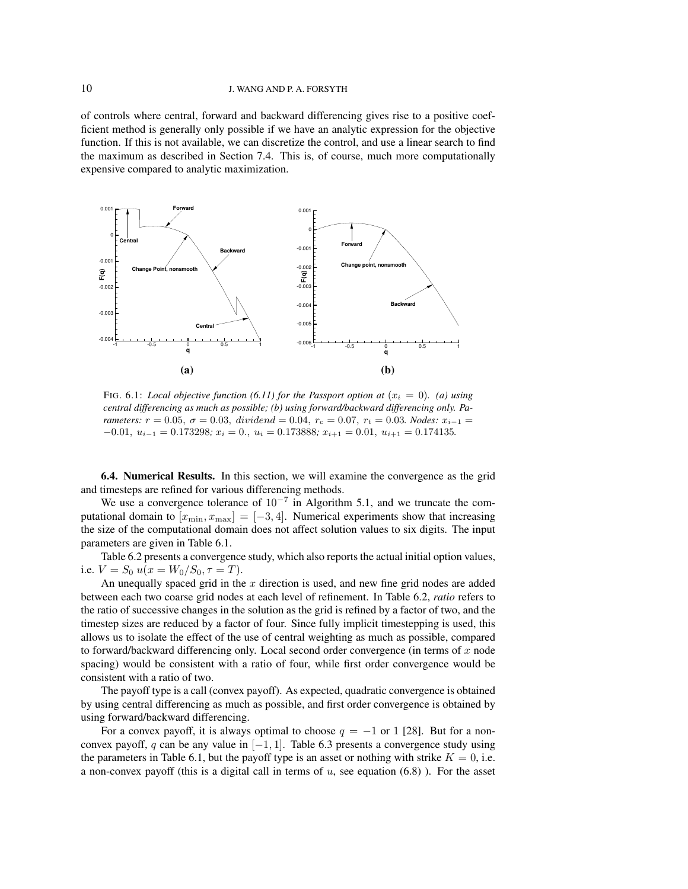of controls where central, forward and backward differencing gives rise to a positive coefficient method is generally only possible if we have an analytic expression for the objective function. If this is not available, we can discretize the control, and use a linear search to find the maximum as described in Section 7.4. This is, of course, much more computationally expensive compared to analytic maximization.

FIG. 6.1: *Local objective function (6.11) for the Passport option at* $(x_i = 0)$*. (a) using central differencing as much as possible; (b) using forward/backward differencing only. Parameters:* $r = 0.05$*,* $\sigma = 0.03$*,* $dividend = 0.04$*,* $r_c = 0.07$*,* $r_t = 0.03$*. Nodes:* $x_{i-1} = -0.01$*,* $u_{i-1} = 0.173298$*;* $x_i = 0.$*,* $u_i = 0.173888$*;* $x_{i+1} = 0.01$*,* $u_{i+1} = 0.174135$*.*

**6.4. Numerical Results.** In this section, we will examine the convergence as the grid and timesteps are refined for various differencing methods.

We use a convergence tolerance of $10^{-7}$ in Algorithm 5.1, and we truncate the computational domain to $[x_{\min}, x_{\max}] = [-3, 4]$. Numerical experiments show that increasing the size of the computational domain does not affect solution values to six digits. The input parameters are given in Table 6.1.

Table 6.2 presents a convergence study, which also reports the actual initial option values, i.e. $V = S_0 \; u(x = W_0/S_0, \tau = T)$.

An unequally spaced grid in the $x$ direction is used, and new fine grid nodes are added between each two coarse grid nodes at each level of refinement. In Table 6.2, *ratio* refers to the ratio of successive changes in the solution as the grid is refined by a factor of two, and the timestep sizes are reduced by a factor of four. Since fully implicit timestepping is used, this allows us to isolate the effect of the use of central weighting as much as possible, compared to forward/backward differencing only. Local second order convergence (in terms of $x$ node spacing) would be consistent with a ratio of four, while first order convergence would be consistent with a ratio of two.

The payoff type is a call (convex payoff). As expected, quadratic convergence is obtained by using central differencing as much as possible, and first order convergence is obtained by using forward/backward differencing.

For a convex payoff, it is always optimal to choose $q = -1$ or 1 [28]. But for a nonconvex payoff, $q$ can be any value in $[-1, 1]$. Table 6.3 presents a convergence study using the parameters in Table 6.1, but the payoff type is an asset or nothing with strike $K = 0$, i.e. a non-convex payoff (this is a digital call in terms of $u$, see equation (6.8) ). For the asset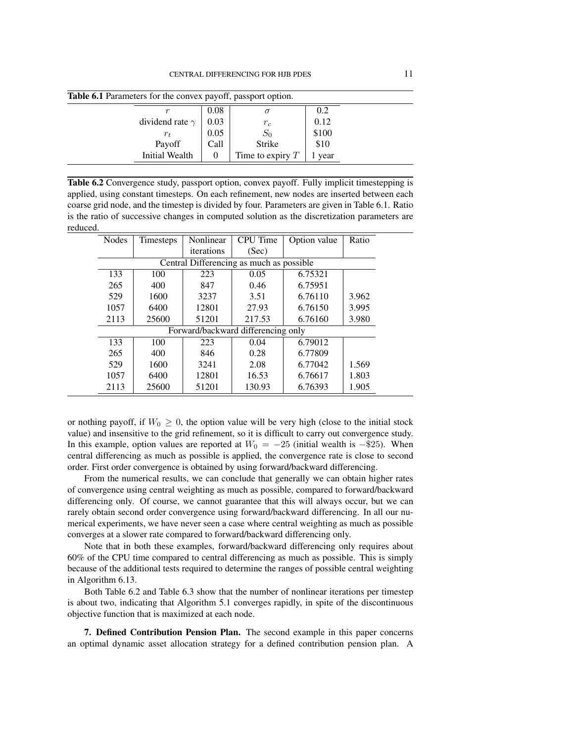Table 6.1 Parameters for the convex payoff, passport option.

| | | | |
|---|---|---|---|
| $r$ | 0.08 | $\sigma$ | 0.2 |
| dividend rate $\gamma$ | 0.03 | $r_c$ | 0.12 |
| $r_t$ | 0.05 | $S_0$ | \$100 |
| Payoff | Call | Strike | \$10 |
| Initial Wealth | 0 | Time to expiry $T$ | 1 year |

Table 6.2 Convergence study, passport option, convex payoff. Fully implicit timestepping is applied, using constant timesteps. On each refinement, new nodes are inserted between each coarse grid node, and the timestep is divided by four. Parameters are given in Table 6.1. Ratio is the ratio of successive changes in computed solution as the discretization parameters are reduced.

| Nodes | Timesteps | Nonlinear iterations | CPU Time (Sec) | Option value | Ratio |
|---|---|---|---|---|---|
| Central Differencing as much as possible | | | | | |
| 133 | 100 | 223 | 0.05 | 6.75321 | |
| 265 | 400 | 847 | 0.46 | 6.75951 | |
| 529 | 1600 | 3237 | 3.51 | 6.76110 | 3.962 |
| 1057 | 6400 | 12801 | 27.93 | 6.76150 | 3.995 |
| 2113 | 25600 | 51201 | 217.53 | 6.76160 | 3.980 |
| Forward/backward differencing only | | | | | |
| 133 | 100 | 223 | 0.04 | 6.79012 | |
| 265 | 400 | 846 | 0.28 | 6.77809 | |
| 529 | 1600 | 3241 | 2.08 | 6.77042 | 1.569 |
| 1057 | 6400 | 12801 | 16.53 | 6.76617 | 1.803 |
| 2113 | 25600 | 51201 | 130.93 | 6.76393 | 1.905 |

or nothing payoff, if $W_0 \geq 0$, the option value will be very high (close to the initial stock value) and insensitive to the grid refinement, so it is difficult to carry out convergence study. In this example, option values are reported at $W_0 = -25$ (initial wealth is $-\$25$). When central differencing as much as possible is applied, the convergence rate is close to second order. First order convergence is obtained by using forward/backward differencing.

From the numerical results, we can conclude that generally we can obtain higher rates of convergence using central weighting as much as possible, compared to forward/backward differencing only. Of course, we cannot guarantee that this will always occur, but we can rarely obtain second order convergence using forward/backward differencing. In all our numerical experiments, we have never seen a case where central weighting as much as possible converges at a slower rate compared to forward/backward differencing only.

Note that in both these examples, forward/backward differencing only requires about 60% of the CPU time compared to central differencing as much as possible. This is simply because of the additional tests required to determine the ranges of possible central weighting in Algorithm 6.13.

Both Table 6.2 and Table 6.3 show that the number of nonlinear iterations per timestep is about two, indicating that Algorithm 5.1 converges rapidly, in spite of the discontinuous objective function that is maximized at each node.

**7. Defined Contribution Pension Plan.** The second example in this paper concerns an optimal dynamic asset allocation strategy for a defined contribution pension plan. A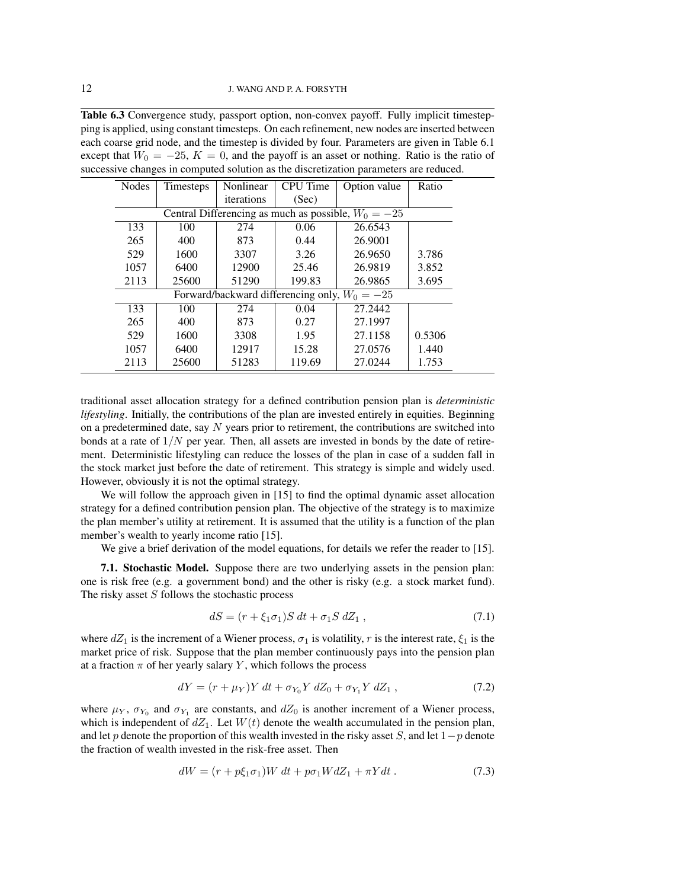**Table 6.3** Convergence study, passport option, non-convex payoff. Fully implicit timestepping is applied, using constant timesteps. On each refinement, new nodes are inserted between each coarse grid node, and the timestep is divided by four. Parameters are given in Table 6.1 except that $W_0 = -25$, $K = 0$, and the payoff is an asset or nothing. Ratio is the ratio of successive changes in computed solution as the discretization parameters are reduced.

| Nodes | Timesteps | Nonlinear iterations | CPU Time (Sec) | Option value | Ratio |
|---|---|---|---|---|---|
| Central Differencing as much as possible, $W_0 = -25$ | | | | | |
| 133 | 100 | 274 | 0.06 | 26.6543 | |
| 265 | 400 | 873 | 0.44 | 26.9001 | |
| 529 | 1600 | 3307 | 3.26 | 26.9650 | 3.786 |
| 1057 | 6400 | 12900 | 25.46 | 26.9819 | 3.852 |
| 2113 | 25600 | 51290 | 199.83 | 26.9865 | 3.695 |
| Forward/backward differencing only, $W_0 = -25$ | | | | | |
| 133 | 100 | 274 | 0.04 | 27.2442 | |
| 265 | 400 | 873 | 0.27 | 27.1997 | |
| 529 | 1600 | 3308 | 1.95 | 27.1158 | 0.5306 |
| 1057 | 6400 | 12917 | 15.28 | 27.0576 | 1.440 |
| 2113 | 25600 | 51283 | 119.69 | 27.0244 | 1.753 |

traditional asset allocation strategy for a defined contribution pension plan is *deterministic lifestyling*. Initially, the contributions of the plan are invested entirely in equities. Beginning on a predetermined date, say $N$ years prior to retirement, the contributions are switched into bonds at a rate of $1/N$ per year. Then, all assets are invested in bonds by the date of retirement. Deterministic lifestyling can reduce the losses of the plan in case of a sudden fall in the stock market just before the date of retirement. This strategy is simple and widely used. However, obviously it is not the optimal strategy.

We will follow the approach given in [15] to find the optimal dynamic asset allocation strategy for a defined contribution pension plan. The objective of the strategy is to maximize the plan member's utility at retirement. It is assumed that the utility is a function of the plan member's wealth to yearly income ratio [15].

We give a brief derivation of the model equations, for details we refer the reader to [15].

**7.1. Stochastic Model.** Suppose there are two underlying assets in the pension plan: one is risk free (e.g. a government bond) and the other is risky (e.g. a stock market fund). The risky asset $S$ follows the stochastic process

$$dS = (r + \xi_1\sigma_1)S\ dt + \sigma_1 S\ dZ_1\ , \tag{7.1}$$

where $dZ_1$ is the increment of a Wiener process, $\sigma_1$ is volatility, $r$ is the interest rate, $\xi_1$ is the market price of risk. Suppose that the plan member continuously pays into the pension plan at a fraction $\pi$ of her yearly salary $Y$, which follows the process

$$dY = (r + \mu_Y)Y\ dt + \sigma_{Y_0} Y\ dZ_0 + \sigma_{Y_1} Y\ dZ_1\ , \tag{7.2}$$

where $\mu_Y$, $\sigma_{Y_0}$ and $\sigma_{Y_1}$ are constants, and $dZ_0$ is another increment of a Wiener process, which is independent of $dZ_1$. Let $W(t)$ denote the wealth accumulated in the pension plan, and let $p$ denote the proportion of this wealth invested in the risky asset $S$, and let $1-p$ denote the fraction of wealth invested in the risk-free asset. Then

$$dW = (r + p\xi_1\sigma_1)W\ dt + p\sigma_1 W dZ_1 + \pi Y dt\ . \tag{7.3}$$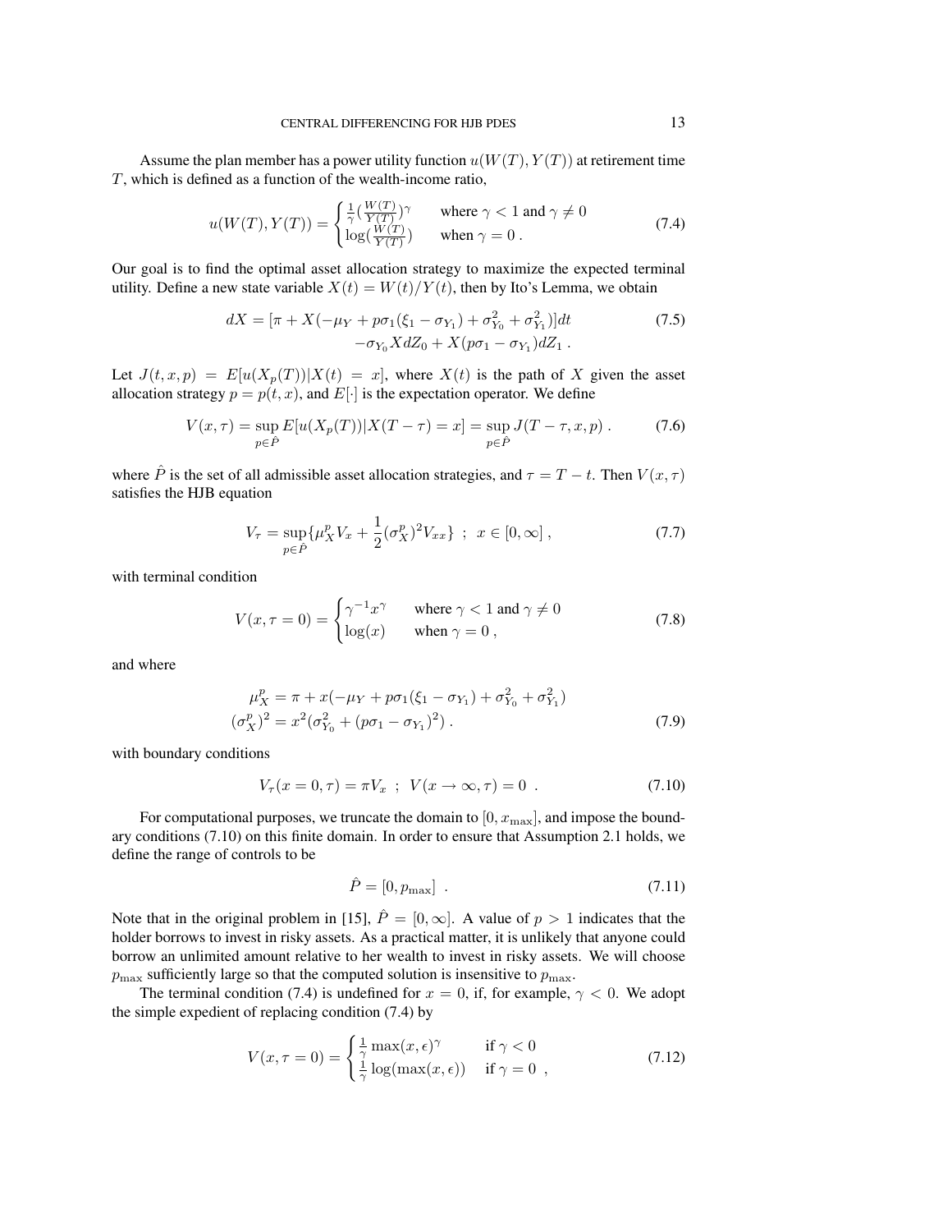Assume the plan member has a power utility function $u(W(T), Y(T))$ at retirement time $T$, which is defined as a function of the wealth-income ratio,

$$
u(W(T), Y(T)) = \begin{cases} \frac{1}{\gamma}(\frac{W(T)}{Y(T)})^{\gamma} & \text{where } \gamma < 1 \text{ and } \gamma \neq 0 \\ \log(\frac{W(T)}{Y(T)}) & \text{when } \gamma = 0 \ . \end{cases} \tag{7.4}
$$

Our goal is to find the optimal asset allocation strategy to maximize the expected terminal utility. Define a new state variable $X(t) = W(t)/Y(t)$, then by Ito's Lemma, we obtain

$$
\begin{aligned} dX = [\pi + X(-\mu_Y + p\sigma_1(\xi_1 - \sigma_{Y_1}) + \sigma_{Y_0}^2 + \sigma_{Y_1}^2)]dt \\ -\sigma_{Y_0} X dZ_0 + X(p\sigma_1 - \sigma_{Y_1})dZ_1 \ . \end{aligned} \tag{7.5}
$$

Let $J(t, x, p) = E[u(X_p(T))|X(t) = x]$, where $X(t)$ is the path of $X$ given the asset allocation strategy $p = p(t, x)$, and $E[\cdot]$ is the expectation operator. We define

$$
V(x, \tau) = \sup_{p \in \hat{P}} E[u(X_p(T))|X(T-\tau) = x] = \sup_{p \in \hat{P}} J(T-\tau, x, p) \ . \tag{7.6}
$$

where $\hat{P}$ is the set of all admissible asset allocation strategies, and $\tau = T - t$. Then $V(x, \tau)$ satisfies the HJB equation

$$
V_\tau = \sup_{p \in \hat{P}} \{\mu_X^p V_x + \frac{1}{2}(\sigma_X^p)^2 V_{xx}\} \ ; \ x \in [0, \infty] \ , \tag{7.7}
$$

with terminal condition

$$
V(x, \tau = 0) = \begin{cases} \gamma^{-1} x^{\gamma} & \text{where } \gamma < 1 \text{ and } \gamma \neq 0 \\ \log(x) & \text{when } \gamma = 0 \ , \end{cases} \tag{7.8}
$$

and where

$$
\begin{aligned} \mu_X^p &= \pi + x(-\mu_Y + p\sigma_1(\xi_1 - \sigma_{Y_1}) + \sigma_{Y_0}^2 + \sigma_{Y_1}^2) \\ (\sigma_X^p)^2 &= x^2(\sigma_{Y_0}^2 + (p\sigma_1 - \sigma_{Y_1})^2) \ . \end{aligned} \tag{7.9}
$$

with boundary conditions

$$
V_\tau(x = 0, \tau) = \pi V_x \ ; \ V(x \to \infty, \tau) = 0 \ . \tag{7.10}
$$

For computational purposes, we truncate the domain to $[0, x_{\max}]$, and impose the boundary conditions (7.10) on this finite domain. In order to ensure that Assumption 2.1 holds, we define the range of controls to be

$$
\hat{P} = [0, p_{\max}] \ . \tag{7.11}
$$

Note that in the original problem in [15], $\hat{P} = [0, \infty]$. A value of $p > 1$ indicates that the holder borrows to invest in risky assets. As a practical matter, it is unlikely that anyone could borrow an unlimited amount relative to her wealth to invest in risky assets. We will choose $p_{\max}$ sufficiently large so that the computed solution is insensitive to $p_{\max}$.

The terminal condition (7.4) is undefined for $x = 0$, if, for example, $\gamma < 0$. We adopt the simple expedient of replacing condition (7.4) by

$$
V(x, \tau = 0) = \begin{cases} \frac{1}{\gamma} \max(x, \epsilon)^{\gamma} & \text{if } \gamma < 0 \\ \frac{1}{\gamma} \log(\max(x, \epsilon)) & \text{if } \gamma = 0 \ , \end{cases} \tag{7.12}
$$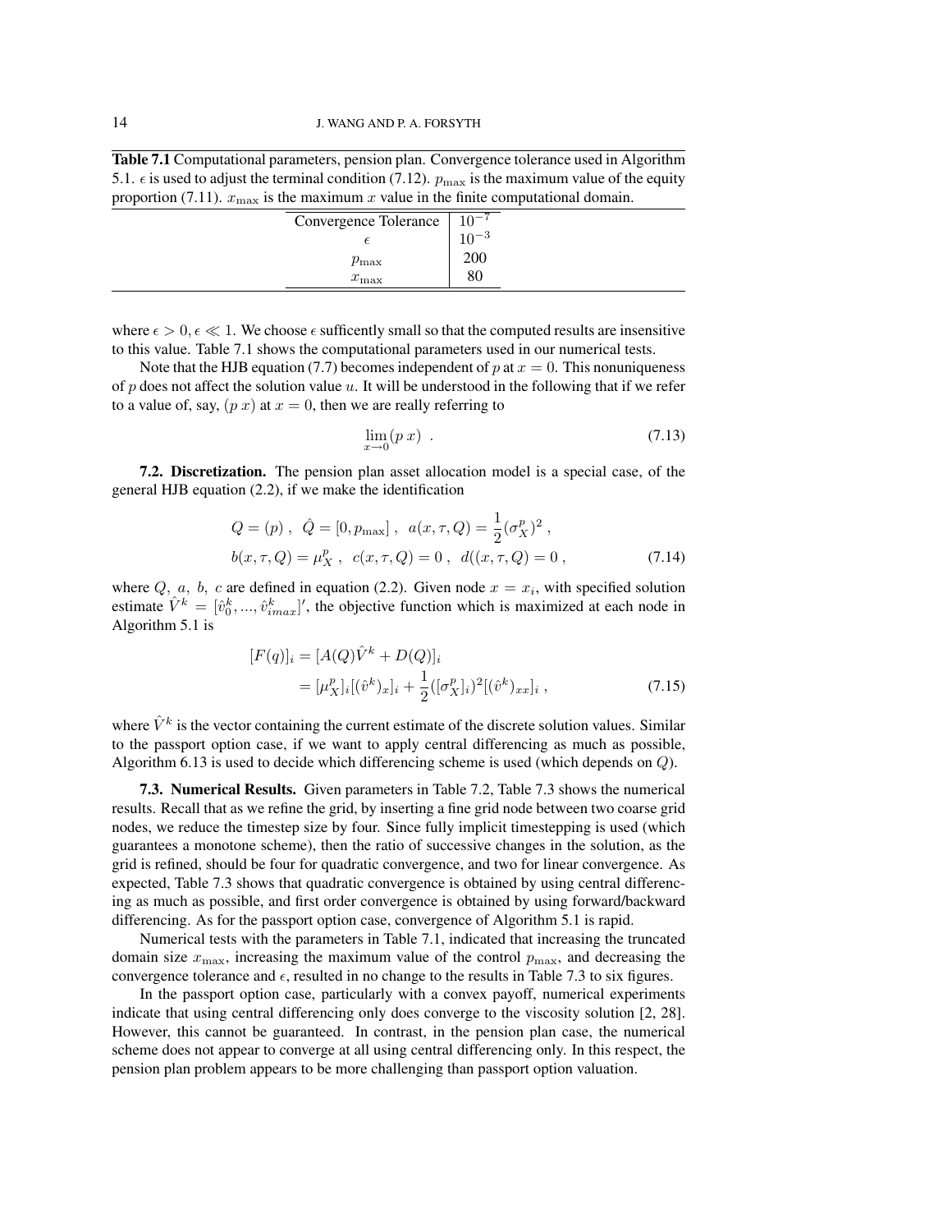**Table 7.1** Computational parameters, pension plan. Convergence tolerance used in Algorithm 5.1. $\epsilon$ is used to adjust the terminal condition (7.12). $p_{\max}$ is the maximum value of the equity proportion (7.11). $x_{\max}$ is the maximum $x$ value in the finite computational domain.

| | |
|---|---|
| Convergence Tolerance | $10^{-7}$ |
| $\epsilon$ | $10^{-3}$ |
| $p_{\max}$ | 200 |
| $x_{\max}$ | 80 |

where $\epsilon > 0, \epsilon \ll 1$. We choose $\epsilon$ sufficently small so that the computed results are insensitive to this value. Table 7.1 shows the computational parameters used in our numerical tests.

Note that the HJB equation (7.7) becomes independent of $p$ at $x = 0$. This nonuniqueness of $p$ does not affect the solution value $u$. It will be understood in the following that if we refer to a value of, say, $(p\ x)$ at $x = 0$, then we are really referring to

$$\lim_{x \to 0} (p\ x) \ . \tag{7.13}$$

**7.2. Discretization.** The pension plan asset allocation model is a special case, of the general HJB equation (2.2), if we make the identification

$$\begin{aligned} Q &= (p)\ ,\ \ \hat{Q} = [0, p_{\max}]\ ,\ \ a(x, \tau, Q) = \frac{1}{2}(\sigma_X^p)^2\ , \\ b(x, \tau, Q) &= \mu_X^p\ ,\ \ c(x, \tau, Q) = 0\ ,\ \ d((x, \tau, Q) = 0\ , \end{aligned} \tag{7.14}$$

where $Q,\ a,\ b,\ c$ are defined in equation (2.2). Given node $x = x_i$, with specified solution estimate $\hat{V}^k = [\hat{v}_0^k, ..., \hat{v}_{imax}^k]'$, the objective function which is maximized at each node in Algorithm 5.1 is

$$\begin{aligned} [F(q)]_i &= [A(Q)\hat{V}^k + D(Q)]_i \\ &= [\mu_X^p]_i [(\hat{v}^k)_x]_i + \frac{1}{2}([\sigma_X^p]_i)^2 [(\hat{v}^k)_{xx}]_i\ , \end{aligned} \tag{7.15}$$

where $\hat{V}^k$ is the vector containing the current estimate of the discrete solution values. Similar to the passport option case, if we want to apply central differencing as much as possible, Algorithm 6.13 is used to decide which differencing scheme is used (which depends on $Q$).

**7.3. Numerical Results.** Given parameters in Table 7.2, Table 7.3 shows the numerical results. Recall that as we refine the grid, by inserting a fine grid node between two coarse grid nodes, we reduce the timestep size by four. Since fully implicit timestepping is used (which guarantees a monotone scheme), then the ratio of successive changes in the solution, as the grid is refined, should be four for quadratic convergence, and two for linear convergence. As expected, Table 7.3 shows that quadratic convergence is obtained by using central differencing as much as possible, and first order convergence is obtained by using forward/backward differencing. As for the passport option case, convergence of Algorithm 5.1 is rapid.

Numerical tests with the parameters in Table 7.1, indicated that increasing the truncated domain size $x_{\max}$, increasing the maximum value of the control $p_{\max}$, and decreasing the convergence tolerance and $\epsilon$, resulted in no change to the results in Table 7.3 to six figures.

In the passport option case, particularly with a convex payoff, numerical experiments indicate that using central differencing only does converge to the viscosity solution [2, 28]. However, this cannot be guaranteed. In contrast, in the pension plan case, the numerical scheme does not appear to converge at all using central differencing only. In this respect, the pension plan problem appears to be more challenging than passport option valuation.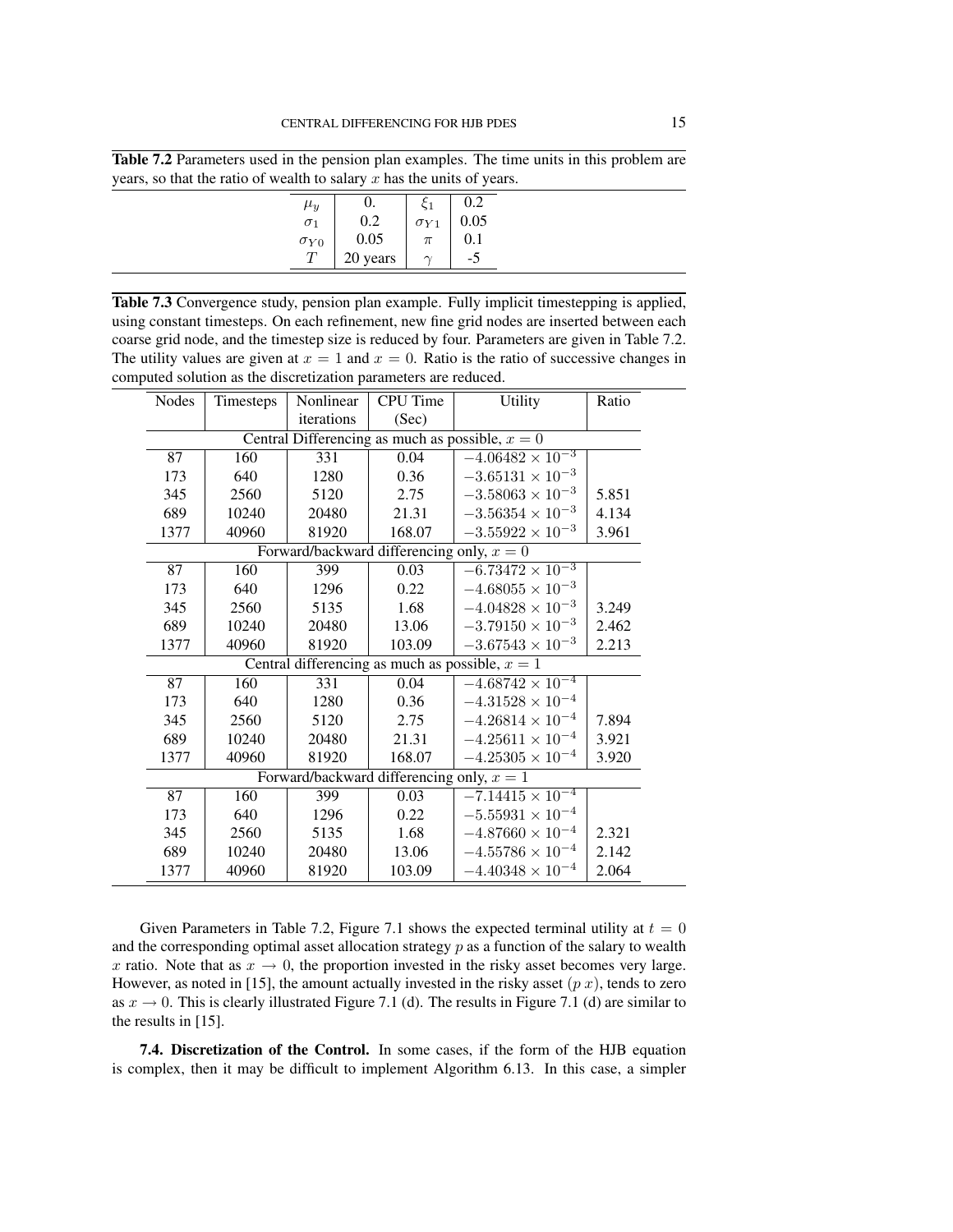**Table 7.2** Parameters used in the pension plan examples. The time units in this problem are years, so that the ratio of wealth to salary $x$ has the units of years.

| | | | |
|---|---|---|---|
| $\mu_y$ | 0. | $\xi_1$ | 0.2 |
| $\sigma_1$ | 0.2 | $\sigma_{Y1}$ | 0.05 |
| $\sigma_{Y0}$ | 0.05 | $\pi$ | 0.1 |
| $T$ | 20 years | $\gamma$ | -5 |

**Table 7.3** Convergence study, pension plan example. Fully implicit timestepping is applied, using constant timesteps. On each refinement, new fine grid nodes are inserted between each coarse grid node, and the timestep size is reduced by four. Parameters are given in Table 7.2. The utility values are given at $x = 1$ and $x = 0$. Ratio is the ratio of successive changes in computed solution as the discretization parameters are reduced.

| Nodes | Timesteps | Nonlinear iterations | CPU Time (Sec) | Utility | Ratio |
|---|---|---|---|---|---|
| Central Differencing as much as possible, $x = 0$ | | | | | |
| 87 | 160 | 331 | 0.04 | $-4.06482 \times 10^{-3}$ | |
| 173 | 640 | 1280 | 0.36 | $-3.65131 \times 10^{-3}$ | |
| 345 | 2560 | 5120 | 2.75 | $-3.58063 \times 10^{-3}$ | 5.851 |
| 689 | 10240 | 20480 | 21.31 | $-3.56354 \times 10^{-3}$ | 4.134 |
| 1377 | 40960 | 81920 | 168.07 | $-3.55922 \times 10^{-3}$ | 3.961 |
| Forward/backward differencing only, $x = 0$ | | | | | |
| 87 | 160 | 399 | 0.03 | $-6.73472 \times 10^{-3}$ | |
| 173 | 640 | 1296 | 0.22 | $-4.68055 \times 10^{-3}$ | |
| 345 | 2560 | 5135 | 1.68 | $-4.04828 \times 10^{-3}$ | 3.249 |
| 689 | 10240 | 20480 | 13.06 | $-3.79150 \times 10^{-3}$ | 2.462 |
| 1377 | 40960 | 81920 | 103.09 | $-3.67543 \times 10^{-3}$ | 2.213 |
| Central differencing as much as possible, $x = 1$ | | | | | |
| 87 | 160 | 331 | 0.04 | $-4.68742 \times 10^{-4}$ | |
| 173 | 640 | 1280 | 0.36 | $-4.31528 \times 10^{-4}$ | |
| 345 | 2560 | 5120 | 2.75 | $-4.26814 \times 10^{-4}$ | 7.894 |
| 689 | 10240 | 20480 | 21.31 | $-4.25611 \times 10^{-4}$ | 3.921 |
| 1377 | 40960 | 81920 | 168.07 | $-4.25305 \times 10^{-4}$ | 3.920 |
| Forward/backward differencing only, $x = 1$ | | | | | |
| 87 | 160 | 399 | 0.03 | $-7.14415 \times 10^{-4}$ | |
| 173 | 640 | 1296 | 0.22 | $-5.55931 \times 10^{-4}$ | |
| 345 | 2560 | 5135 | 1.68 | $-4.87660 \times 10^{-4}$ | 2.321 |
| 689 | 10240 | 20480 | 13.06 | $-4.55786 \times 10^{-4}$ | 2.142 |
| 1377 | 40960 | 81920 | 103.09 | $-4.40348 \times 10^{-4}$ | 2.064 |

Given Parameters in Table 7.2, Figure 7.1 shows the expected terminal utility at $t = 0$ and the corresponding optimal asset allocation strategy $p$ as a function of the salary to wealth $x$ ratio. Note that as $x \to 0$, the proportion invested in the risky asset becomes very large. However, as noted in [15], the amount actually invested in the risky asset $(p\, x)$, tends to zero as $x \to 0$. This is clearly illustrated Figure 7.1 (d). The results in Figure 7.1 (d) are similar to the results in [15].

**7.4. Discretization of the Control.** In some cases, if the form of the HJB equation is complex, then it may be difficult to implement Algorithm 6.13. In this case, a simpler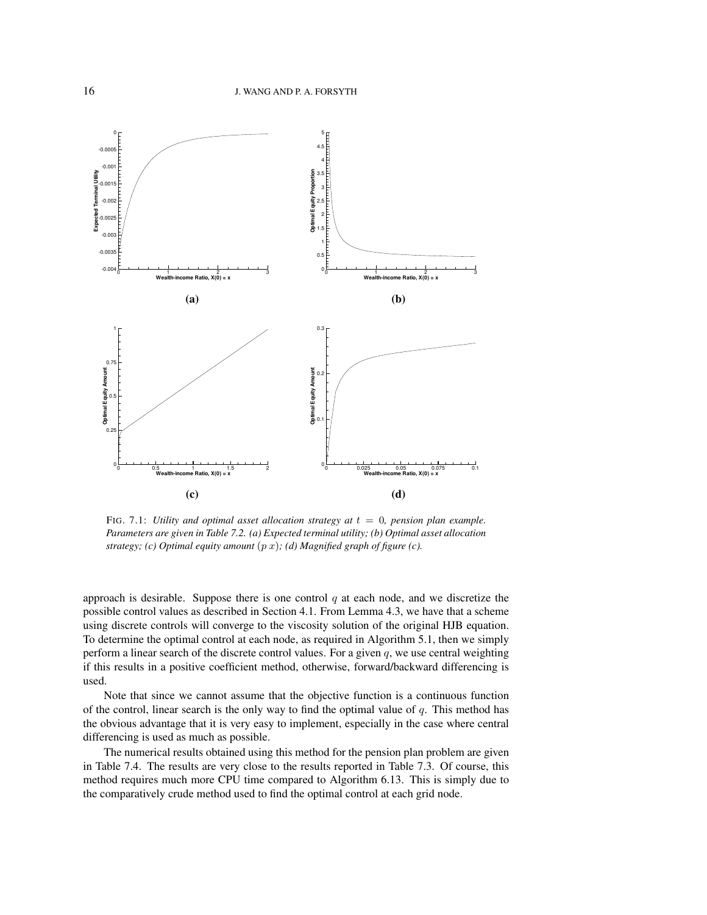FIG. 7.1: *Utility and optimal asset allocation strategy at $t = 0$, pension plan example. Parameters are given in Table 7.2. (a) Expected terminal utility; (b) Optimal asset allocation strategy; (c) Optimal equity amount $(p\,x)$; (d) Magnified graph of figure (c).*

approach is desirable. Suppose there is one control $q$ at each node, and we discretize the possible control values as described in Section 4.1. From Lemma 4.3, we have that a scheme using discrete controls will converge to the viscosity solution of the original HJB equation. To determine the optimal control at each node, as required in Algorithm 5.1, then we simply perform a linear search of the discrete control values. For a given $q$, we use central weighting if this results in a positive coefficient method, otherwise, forward/backward differencing is used.

Note that since we cannot assume that the objective function is a continuous function of the control, linear search is the only way to find the optimal value of $q$. This method has the obvious advantage that it is very easy to implement, especially in the case where central differencing is used as much as possible.

The numerical results obtained using this method for the pension plan problem are given in Table 7.4. The results are very close to the results reported in Table 7.3. Of course, this method requires much more CPU time compared to Algorithm 6.13. This is simply due to the comparatively crude method used to find the optimal control at each grid node.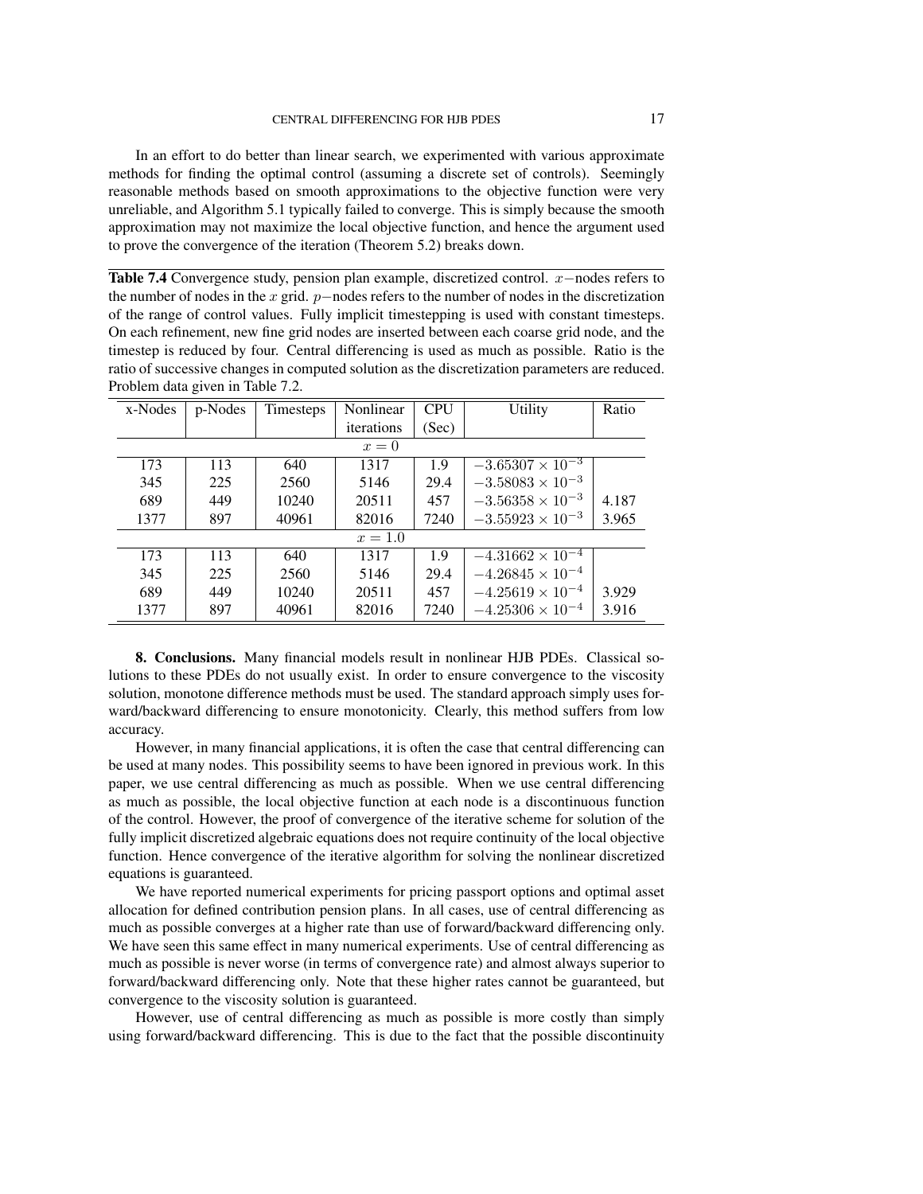In an effort to do better than linear search, we experimented with various approximate methods for finding the optimal control (assuming a discrete set of controls). Seemingly reasonable methods based on smooth approximations to the objective function were very unreliable, and Algorithm 5.1 typically failed to converge. This is simply because the smooth approximation may not maximize the local objective function, and hence the argument used to prove the convergence of the iteration (Theorem 5.2) breaks down.

**Table 7.4** Convergence study, pension plan example, discretized control. $x-$nodes refers to the number of nodes in the $x$ grid. $p-$nodes refers to the number of nodes in the discretization of the range of control values. Fully implicit timestepping is used with constant timesteps. On each refinement, new fine grid nodes are inserted between each coarse grid node, and the timestep is reduced by four. Central differencing is used as much as possible. Ratio is the ratio of successive changes in computed solution as the discretization parameters are reduced. Problem data given in Table 7.2.

| x-Nodes | p-Nodes | Timesteps | Nonlinear iterations | CPU (Sec) | Utility | Ratio |
|---|---|---|---|---|---|---|
| | | | $x = 0$ | | | |
| 173 | 113 | 640 | 1317 | 1.9 | $-3.65307 \times 10^{-3}$ | |
| 345 | 225 | 2560 | 5146 | 29.4 | $-3.58083 \times 10^{-3}$ | |
| 689 | 449 | 10240 | 20511 | 457 | $-3.56358 \times 10^{-3}$ | 4.187 |
| 1377 | 897 | 40961 | 82016 | 7240 | $-3.55923 \times 10^{-3}$ | 3.965 |
| | | | $x = 1.0$ | | | |
| 173 | 113 | 640 | 1317 | 1.9 | $-4.31662 \times 10^{-4}$ | |
| 345 | 225 | 2560 | 5146 | 29.4 | $-4.26845 \times 10^{-4}$ | |
| 689 | 449 | 10240 | 20511 | 457 | $-4.25619 \times 10^{-4}$ | 3.929 |
| 1377 | 897 | 40961 | 82016 | 7240 | $-4.25306 \times 10^{-4}$ | 3.916 |

**8. Conclusions.** Many financial models result in nonlinear HJB PDEs. Classical solutions to these PDEs do not usually exist. In order to ensure convergence to the viscosity solution, monotone difference methods must be used. The standard approach simply uses forward/backward differencing to ensure monotonicity. Clearly, this method suffers from low accuracy.

However, in many financial applications, it is often the case that central differencing can be used at many nodes. This possibility seems to have been ignored in previous work. In this paper, we use central differencing as much as possible. When we use central differencing as much as possible, the local objective function at each node is a discontinuous function of the control. However, the proof of convergence of the iterative scheme for solution of the fully implicit discretized algebraic equations does not require continuity of the local objective function. Hence convergence of the iterative algorithm for solving the nonlinear discretized equations is guaranteed.

We have reported numerical experiments for pricing passport options and optimal asset allocation for defined contribution pension plans. In all cases, use of central differencing as much as possible converges at a higher rate than use of forward/backward differencing only. We have seen this same effect in many numerical experiments. Use of central differencing as much as possible is never worse (in terms of convergence rate) and almost always superior to forward/backward differencing only. Note that these higher rates cannot be guaranteed, but convergence to the viscosity solution is guaranteed.

However, use of central differencing as much as possible is more costly than simply using forward/backward differencing. This is due to the fact that the possible discontinuity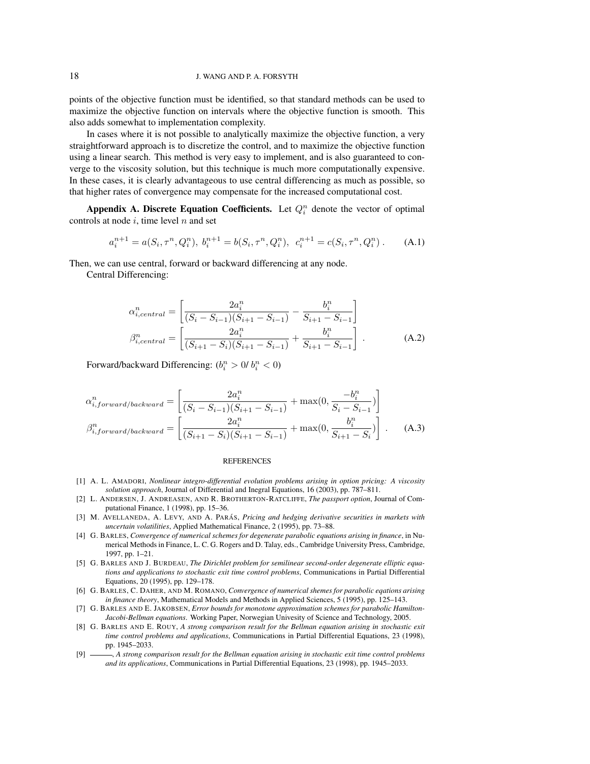points of the objective function must be identified, so that standard methods can be used to maximize the objective function on intervals where the objective function is smooth. This also adds somewhat to implementation complexity.

In cases where it is not possible to analytically maximize the objective function, a very straightforward approach is to discretize the control, and to maximize the objective function using a linear search. This method is very easy to implement, and is also guaranteed to converge to the viscosity solution, but this technique is much more computationally expensive. In these cases, it is clearly advantageous to use central differencing as much as possible, so that higher rates of convergence may compensate for the increased computational cost.

## Appendix A. Discrete Equation Coefficients.

Let $Q_i^n$ denote the vector of optimal controls at node $i$, time level $n$ and set

$$a_i^{n+1} = a(S_i, \tau^n, Q_i^n),\ b_i^{n+1} = b(S_i, \tau^n, Q_i^n),\ \ c_i^{n+1} = c(S_i, \tau^n, Q_i^n)\ . \tag{A.1}$$

Then, we can use central, forward or backward differencing at any node.

Central Differencing:

$$\begin{aligned} \alpha_{i,central}^n &= \left[ \frac{2a_i^n}{(S_i - S_{i-1})(S_{i+1} - S_{i-1})} - \frac{b_i^n}{S_{i+1} - S_{i-1}} \right] \\ \beta_{i,central}^n &= \left[ \frac{2a_i^n}{(S_{i+1} - S_i)(S_{i+1} - S_{i-1})} + \frac{b_i^n}{S_{i+1} - S_{i-1}} \right]\ . \end{aligned} \tag{A.2}$$

Forward/backward Differencing: ($b_i^n > 0$/ $b_i^n < 0$)

$$\begin{aligned} \alpha_{i,forward/backward}^n &= \left[ \frac{2a_i^n}{(S_i - S_{i-1})(S_{i+1} - S_{i-1})} + \max(0, \frac{-b_i^n}{S_i - S_{i-1}}) \right] \\ \beta_{i,forward/backward}^n &= \left[ \frac{2a_i^n}{(S_{i+1} - S_i)(S_{i+1} - S_{i-1})} + \max(0, \frac{b_i^n}{S_{i+1} - S_i}) \right]\ . \end{aligned} \tag{A.3}$$

## REFERENCES

[1] A. L. Amadori, *Nonlinear integro-differential evolution problems arising in option pricing: A viscosity solution approach*, Journal of Differential and Inegral Equations, 16 (2003), pp. 787–811.

[2] L. Andersen, J. Andreasen, and R. Brotherton-Ratcliffe, *The passport option*, Journal of Computational Finance, 1 (1998), pp. 15–36.

[3] M. Avellaneda, A. Levy, and A. Parás, *Pricing and hedging derivative securities in markets with uncertain volatilities*, Applied Mathematical Finance, 2 (1995), pp. 73–88.

[4] G. Barles, *Convergence of numerical schemes for degenerate parabolic equations arising in finance*, in Numerical Methods in Finance, L. C. G. Rogers and D. Talay, eds., Cambridge University Press, Cambridge, 1997, pp. 1–21.

[5] G. Barles and J. Burdeau, *The Dirichlet problem for semilinear second-order degenerate elliptic equations and applications to stochastic exit time control problems*, Communications in Partial Differential Equations, 20 (1995), pp. 129–178.

[6] G. Barles, C. Daher, and M. Romano, *Convergence of numerical shemes for parabolic eqations arising in finance theory*, Mathematical Models and Methods in Applied Sciences, 5 (1995), pp. 125–143.

[7] G. Barles and E. Jakobsen, *Error bounds for monotone approximation schemes for parabolic Hamilton-Jacobi-Bellman equations*. Working Paper, Norwegian Univesity of Science and Technology, 2005.

[8] G. Barles and E. Rouy, *A strong comparison result for the Bellman equation arising in stochastic exit time control problems and applications*, Communications in Partial Differential Equations, 23 (1998), pp. 1945–2033.

[9] ———, *A strong comparison result for the Bellman equation arising in stochastic exit time control problems and its applications*, Communications in Partial Differential Equations, 23 (1998), pp. 1945–2033.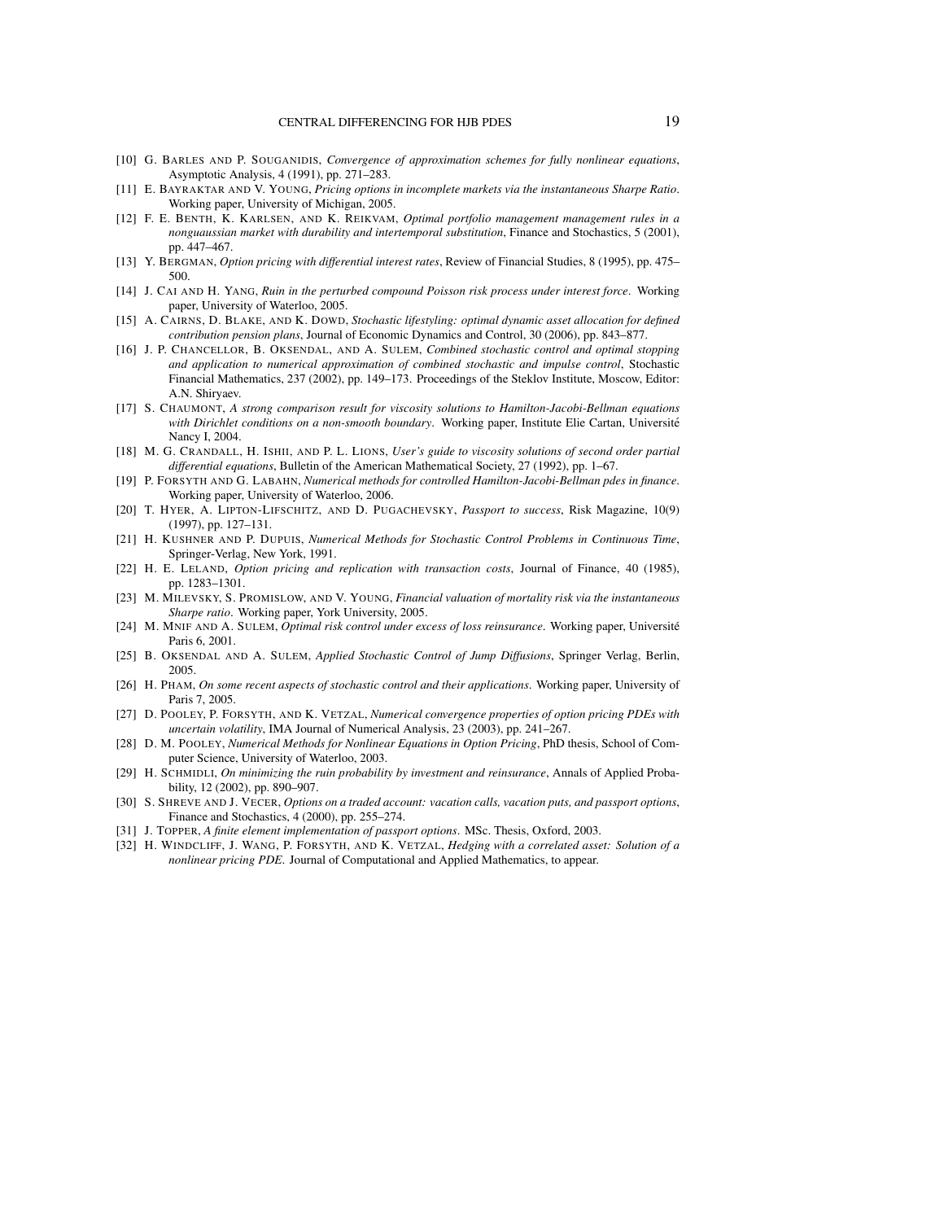[10] G. Barles and P. Souganidis, *Convergence of approximation schemes for fully nonlinear equations*, Asymptotic Analysis, 4 (1991), pp. 271–283.

[11] E. Bayraktar and V. Young, *Pricing options in incomplete markets via the instantaneous Sharpe Ratio*. Working paper, University of Michigan, 2005.

[12] F. E. Benth, K. Karlsen, and K. Reikvam, *Optimal portfolio management management rules in a nonguaussian market with durability and intertemporal substitution*, Finance and Stochastics, 5 (2001), pp. 447–467.

[13] Y. Bergman, *Option pricing with differential interest rates*, Review of Financial Studies, 8 (1995), pp. 475–500.

[14] J. Cai and H. Yang, *Ruin in the perturbed compound Poisson risk process under interest force*. Working paper, University of Waterloo, 2005.

[15] A. Cairns, D. Blake, and K. Dowd, *Stochastic lifestyling: optimal dynamic asset allocation for defined contribution pension plans*, Journal of Economic Dynamics and Control, 30 (2006), pp. 843–877.

[16] J. P. Chancellor, B. Oksendal, and A. Sulem, *Combined stochastic control and optimal stopping and application to numerical approximation of combined stochastic and impulse control*, Stochastic Financial Mathematics, 237 (2002), pp. 149–173. Proceedings of the Steklov Institute, Moscow, Editor: A.N. Shiryaev.

[17] S. Chaumont, *A strong comparison result for viscosity solutions to Hamilton-Jacobi-Bellman equations with Dirichlet conditions on a non-smooth boundary*. Working paper, Institute Elie Cartan, Université Nancy I, 2004.

[18] M. G. Crandall, H. Ishii, and P. L. Lions, *User's guide to viscosity solutions of second order partial differential equations*, Bulletin of the American Mathematical Society, 27 (1992), pp. 1–67.

[19] P. Forsyth and G. Labahn, *Numerical methods for controlled Hamilton-Jacobi-Bellman pdes in finance*. Working paper, University of Waterloo, 2006.

[20] T. Hyer, A. Lipton-Lifschitz, and D. Pugachevsky, *Passport to success*, Risk Magazine, 10(9) (1997), pp. 127–131.

[21] H. Kushner and P. Dupuis, *Numerical Methods for Stochastic Control Problems in Continuous Time*, Springer-Verlag, New York, 1991.

[22] H. E. Leland, *Option pricing and replication with transaction costs*, Journal of Finance, 40 (1985), pp. 1283–1301.

[23] M. Milevsky, S. Promislow, and V. Young, *Financial valuation of mortality risk via the instantaneous Sharpe ratio*. Working paper, York University, 2005.

[24] M. Mnif and A. Sulem, *Optimal risk control under excess of loss reinsurance*. Working paper, Université Paris 6, 2001.

[25] B. Oksendal and A. Sulem, *Applied Stochastic Control of Jump Diffusions*, Springer Verlag, Berlin, 2005.

[26] H. Pham, *On some recent aspects of stochastic control and their applications*. Working paper, University of Paris 7, 2005.

[27] D. Pooley, P. Forsyth, and K. Vetzal, *Numerical convergence properties of option pricing PDEs with uncertain volatility*, IMA Journal of Numerical Analysis, 23 (2003), pp. 241–267.

[28] D. M. Pooley, *Numerical Methods for Nonlinear Equations in Option Pricing*, PhD thesis, School of Computer Science, University of Waterloo, 2003.

[29] H. Schmidli, *On minimizing the ruin probability by investment and reinsurance*, Annals of Applied Probability, 12 (2002), pp. 890–907.

[30] S. Shreve and J. Vecer, *Options on a traded account: vacation calls, vacation puts, and passport options*, Finance and Stochastics, 4 (2000), pp. 255–274.

[31] J. Topper, *A finite element implementation of passport options*. MSc. Thesis, Oxford, 2003.

[32] H. Windcliff, J. Wang, P. Forsyth, and K. Vetzal, *Hedging with a correlated asset: Solution of a nonlinear pricing PDE*. Journal of Computational and Applied Mathematics, to appear.